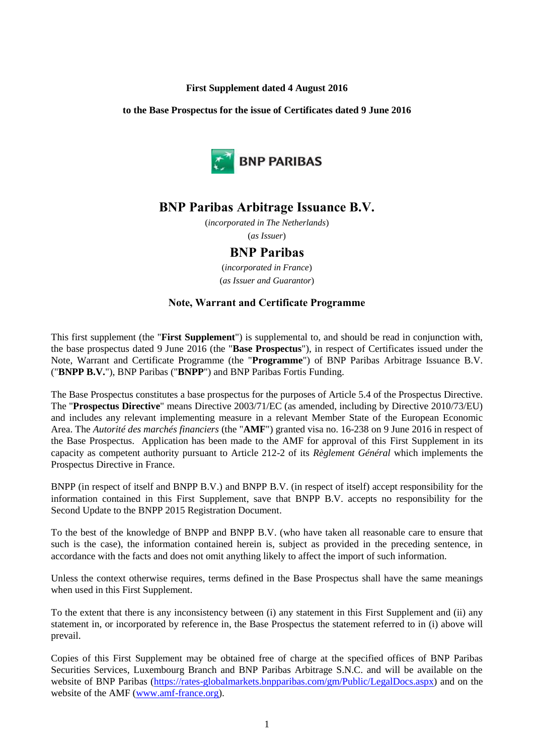**First Supplement dated 4 August 2016**

**to the Base Prospectus for the issue of Certificates dated 9 June 2016**

BNP PARIBAS

# BNP Paribas Arbitrage Issuance B.V.

(*incorporated in The Netherlands*)

(*as Issuer*)

# BNP Paribas

(*incorporated in France*)

(*as Issuer and Guarantor*)

## Note, Warrant and Certificate Programme

This first supplement (the "**First Supplement**") is supplemental to, and should be read in conjunction with, the base prospectus dated 9 June 2016 (the "**Base Prospectus**"), in respect of Certificates issued under the Note, Warrant and Certificate Programme (the "**Programme**") of BNP Paribas Arbitrage Issuance B.V. ("**BNPP B.V.**"), BNP Paribas ("**BNPP**") and BNP Paribas Fortis Funding.

The Base Prospectus constitutes a base prospectus for the purposes of Article 5.4 of the Prospectus Directive. The "**Prospectus Directive**" means Directive 2003/71/EC (as amended, including by Directive 2010/73/EU) and includes any relevant implementing measure in a relevant Member State of the European Economic Area. The *Autorité des marchés financiers* (the "**AMF**") granted visa no. 16-238 on 9 June 2016 in respect of the Base Prospectus. Application has been made to the AMF for approval of this First Supplement in its capacity as competent authority pursuant to Article 212-2 of its *Règlement Général* which implements the Prospectus Directive in France.

BNPP (in respect of itself and BNPP B.V.) and BNPP B.V. (in respect of itself) accept responsibility for the information contained in this First Supplement, save that BNPP B.V. accepts no responsibility for the Second Update to the BNPP 2015 Registration Document.

To the best of the knowledge of BNPP and BNPP B.V. (who have taken all reasonable care to ensure that such is the case), the information contained herein is, subject as provided in the preceding sentence, in accordance with the facts and does not omit anything likely to affect the import of such information.

Unless the context otherwise requires, terms defined in the Base Prospectus shall have the same meanings when used in this First Supplement.

To the extent that there is any inconsistency between (i) any statement in this First Supplement and (ii) any statement in, or incorporated by reference in, the Base Prospectus the statement referred to in (i) above will prevail.

Copies of this First Supplement may be obtained free of charge at the specified offices of BNP Paribas Securities Services, Luxembourg Branch and BNP Paribas Arbitrage S.N.C. and will be available on the website of BNP Paribas (https://rates-globalmarkets.bnpparibas.com/gm/Public/LegalDocs.aspx) and on the website of the AMF (www.amf-france.org).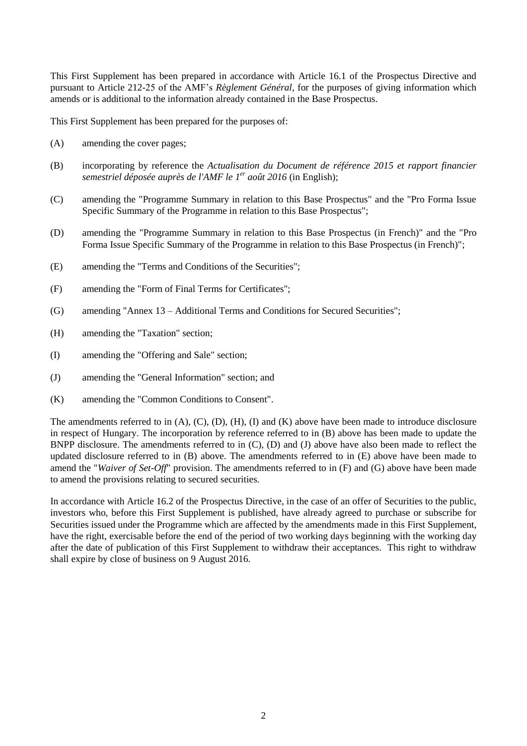This First Supplement has been prepared in accordance with Article 16.1 of the Prospectus Directive and pursuant to Article 212-25 of the AMF's *Règlement Général*, for the purposes of giving information which amends or is additional to the information already contained in the Base Prospectus.

This First Supplement has been prepared for the purposes of:

(A) amending the cover pages;

(B) incorporating by reference the *Actualisation du Document de référence 2015 et rapport financier semestriel déposée auprès de l'AMF le 1er août 2016* (in English);

(C) amending the "Programme Summary in relation to this Base Prospectus" and the "Pro Forma Issue Specific Summary of the Programme in relation to this Base Prospectus";

(D) amending the "Programme Summary in relation to this Base Prospectus (in French)" and the "Pro Forma Issue Specific Summary of the Programme in relation to this Base Prospectus (in French)";

(E) amending the "Terms and Conditions of the Securities";

(F) amending the "Form of Final Terms for Certificates";

(G) amending "Annex 13 – Additional Terms and Conditions for Secured Securities";

(H) amending the "Taxation" section;

(I) amending the "Offering and Sale" section;

(J) amending the "General Information" section; and

(K) amending the "Common Conditions to Consent".

The amendments referred to in (A), (C), (D), (H), (I) and (K) above have been made to introduce disclosure in respect of Hungary. The incorporation by reference referred to in (B) above has been made to update the BNPP disclosure. The amendments referred to in (C), (D) and (J) above have also been made to reflect the updated disclosure referred to in (B) above. The amendments referred to in (E) above have been made to amend the "*Waiver of Set-Off*" provision. The amendments referred to in (F) and (G) above have been made to amend the provisions relating to secured securities.

In accordance with Article 16.2 of the Prospectus Directive, in the case of an offer of Securities to the public, investors who, before this First Supplement is published, have already agreed to purchase or subscribe for Securities issued under the Programme which are affected by the amendments made in this First Supplement, have the right, exercisable before the end of the period of two working days beginning with the working day after the date of publication of this First Supplement to withdraw their acceptances. This right to withdraw shall expire by close of business on 9 August 2016.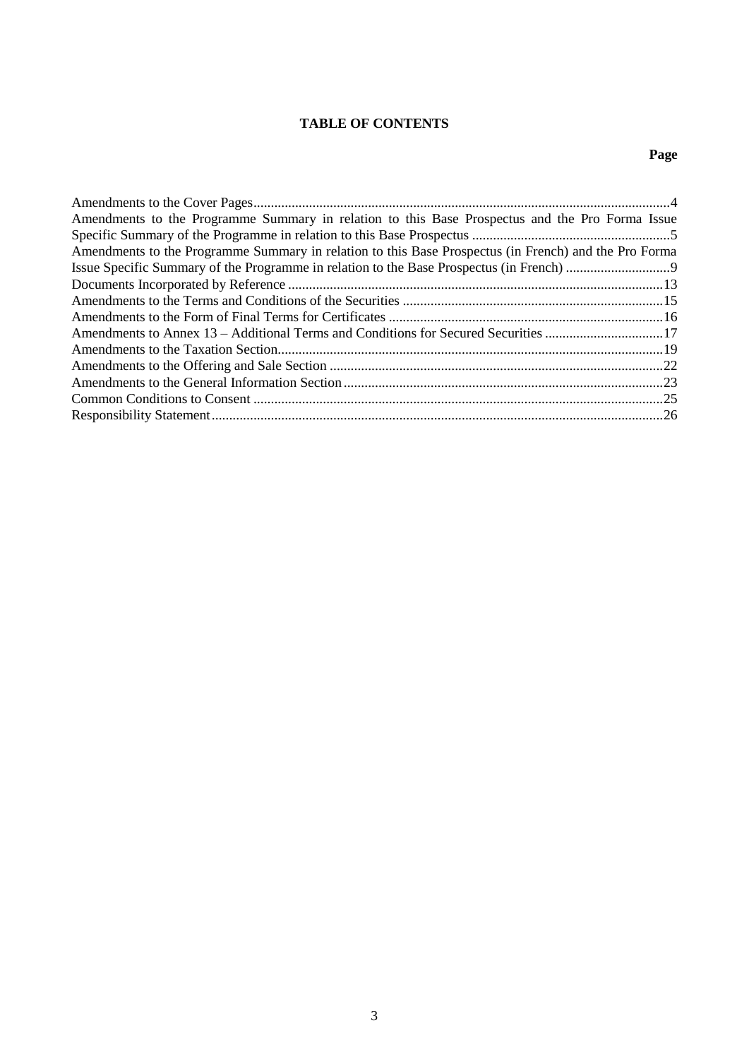# TABLE OF CONTENTS

| | Page |
|---|---|
| Amendments to the Cover Pages | 4 |
| Amendments to the Programme Summary in relation to this Base Prospectus and the Pro Forma Issue Specific Summary of the Programme in relation to this Base Prospectus | 5 |
| Amendments to the Programme Summary in relation to this Base Prospectus (in French) and the Pro Forma Issue Specific Summary of the Programme in relation to the Base Prospectus (in French) | 9 |
| Documents Incorporated by Reference | 13 |
| Amendments to the Terms and Conditions of the Securities | 15 |
| Amendments to the Form of Final Terms for Certificates | 16 |
| Amendments to Annex 13 – Additional Terms and Conditions for Secured Securities | 17 |
| Amendments to the Taxation Section | 19 |
| Amendments to the Offering and Sale Section | 22 |
| Amendments to the General Information Section | 23 |
| Common Conditions to Consent | 25 |
| Responsibility Statement | 26 |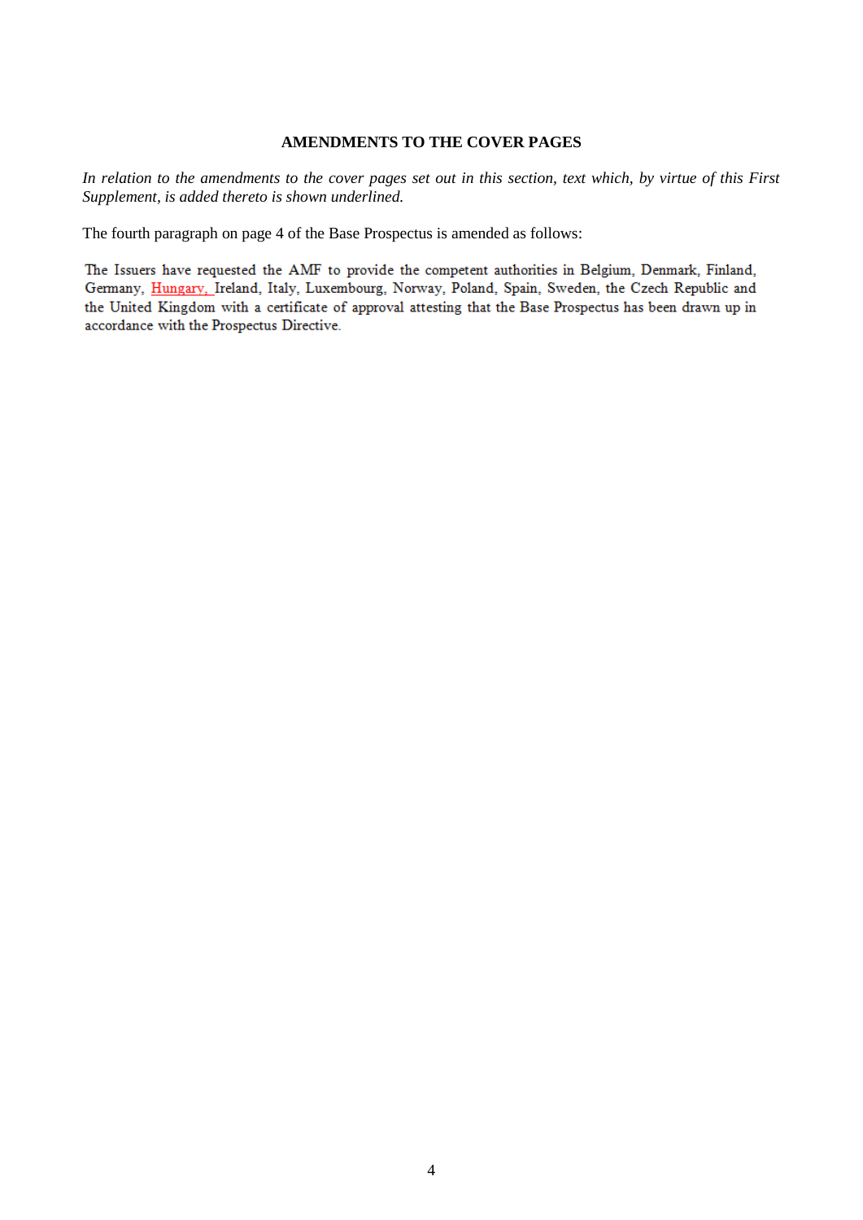**AMENDMENTS TO THE COVER PAGES**

*In relation to the amendments to the cover pages set out in this section, text which, by virtue of this First Supplement, is added thereto is shown underlined.*

The fourth paragraph on page 4 of the Base Prospectus is amended as follows:

The Issuers have requested the AMF to provide the competent authorities in Belgium, Denmark, Finland, Germany, <u>Hungary, </u>Ireland, Italy, Luxembourg, Norway, Poland, Spain, Sweden, the Czech Republic and the United Kingdom with a certificate of approval attesting that the Base Prospectus has been drawn up in accordance with the Prospectus Directive.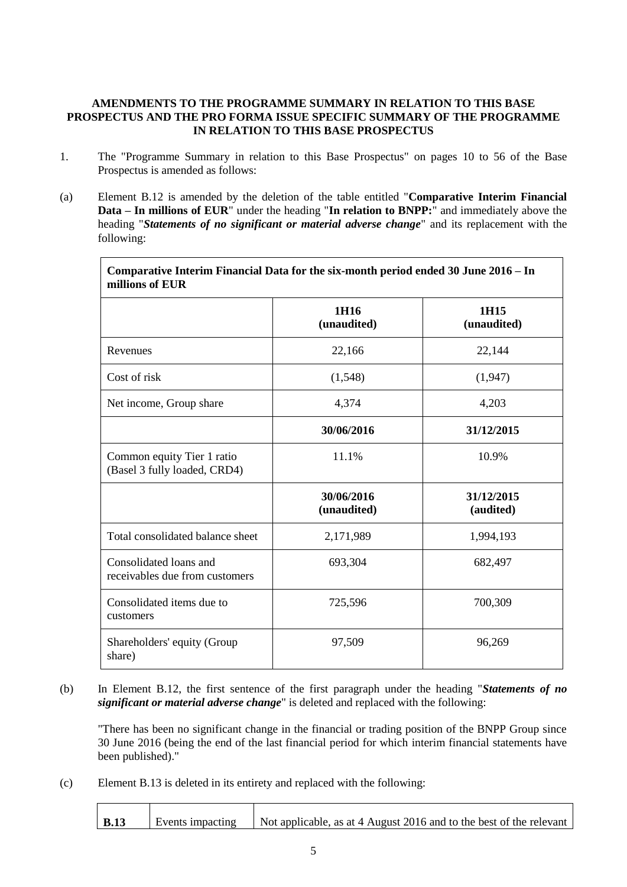**AMENDMENTS TO THE PROGRAMME SUMMARY IN RELATION TO THIS BASE PROSPECTUS AND THE PRO FORMA ISSUE SPECIFIC SUMMARY OF THE PROGRAMME IN RELATION TO THIS BASE PROSPECTUS**

1. The "Programme Summary in relation to this Base Prospectus" on pages 10 to 56 of the Base Prospectus is amended as follows:

(a) Element B.12 is amended by the deletion of the table entitled "**Comparative Interim Financial Data – In millions of EUR**" under the heading "**In relation to BNPP:**" and immediately above the heading "***Statements of no significant or material adverse change***" and its replacement with the following:

| **Comparative Interim Financial Data for the six-month period ended 30 June 2016 – In millions of EUR** | | |
|---|---|---|
| | **1H16 (unaudited)** | **1H15 (unaudited)** |
| Revenues | 22,166 | 22,144 |
| Cost of risk | (1,548) | (1,947) |
| Net income, Group share | 4,374 | 4,203 |
| | **30/06/2016** | **31/12/2015** |
| Common equity Tier 1 ratio (Basel 3 fully loaded, CRD4) | 11.1% | 10.9% |
| | **30/06/2016 (unaudited)** | **31/12/2015 (audited)** |
| Total consolidated balance sheet | 2,171,989 | 1,994,193 |
| Consolidated loans and receivables due from customers | 693,304 | 682,497 |
| Consolidated items due to customers | 725,596 | 700,309 |
| Shareholders' equity (Group share) | 97,509 | 96,269 |

(b) In Element B.12, the first sentence of the first paragraph under the heading "***Statements of no significant or material adverse change***" is deleted and replaced with the following:

"There has been no significant change in the financial or trading position of the BNPP Group since 30 June 2016 (being the end of the last financial period for which interim financial statements have been published)."

(c) Element B.13 is deleted in its entirety and replaced with the following:

| **B.13** | Events impacting | Not applicable, as at 4 August 2016 and to the best of the relevant |
|---|---|---|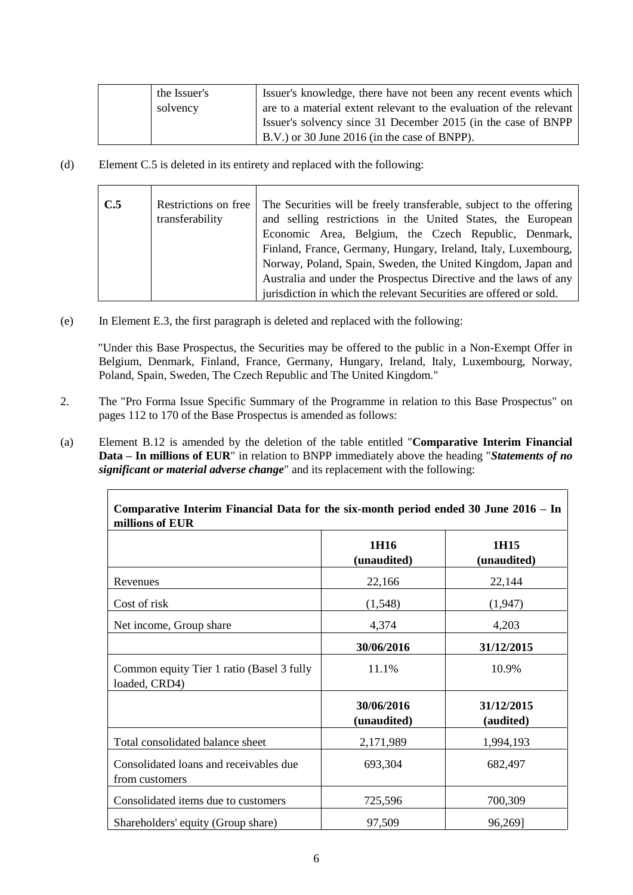| | the Issuer's solvency | Issuer's knowledge, there have not been any recent events which are to a material extent relevant to the evaluation of the relevant Issuer's solvency since 31 December 2015 (in the case of BNPP B.V.) or 30 June 2016 (in the case of BNPP). |
|---|---|---|

(d) Element C.5 is deleted in its entirety and replaced with the following:

| **C.5** | Restrictions on free transferability | The Securities will be freely transferable, subject to the offering and selling restrictions in the United States, the European Economic Area, Belgium, the Czech Republic, Denmark, Finland, France, Germany, Hungary, Ireland, Italy, Luxembourg, Norway, Poland, Spain, Sweden, the United Kingdom, Japan and Australia and under the Prospectus Directive and the laws of any jurisdiction in which the relevant Securities are offered or sold. |
|---|---|---|

(e) In Element E.3, the first paragraph is deleted and replaced with the following:

"Under this Base Prospectus, the Securities may be offered to the public in a Non-Exempt Offer in Belgium, Denmark, Finland, France, Germany, Hungary, Ireland, Italy, Luxembourg, Norway, Poland, Spain, Sweden, The Czech Republic and The United Kingdom."

2. The "Pro Forma Issue Specific Summary of the Programme in relation to this Base Prospectus" on pages 112 to 170 of the Base Prospectus is amended as follows:

(a) Element B.12 is amended by the deletion of the table entitled "**Comparative Interim Financial Data – In millions of EUR**" in relation to BNPP immediately above the heading "***Statements of no significant or material adverse change***" and its replacement with the following:

| **Comparative Interim Financial Data for the six-month period ended 30 June 2016 – In millions of EUR** | | |
|---|---|---|
| | **1H16 (unaudited)** | **1H15 (unaudited)** |
| Revenues | 22,166 | 22,144 |
| Cost of risk | (1,548) | (1,947) |
| Net income, Group share | 4,374 | 4,203 |
| | **30/06/2016** | **31/12/2015** |
| Common equity Tier 1 ratio (Basel 3 fully loaded, CRD4) | 11.1% | 10.9% |
| | **30/06/2016 (unaudited)** | **31/12/2015 (audited)** |
| Total consolidated balance sheet | 2,171,989 | 1,994,193 |
| Consolidated loans and receivables due from customers | 693,304 | 682,497 |
| Consolidated items due to customers | 725,596 | 700,309 |
| Shareholders' equity (Group share) | 97,509 | 96,269] |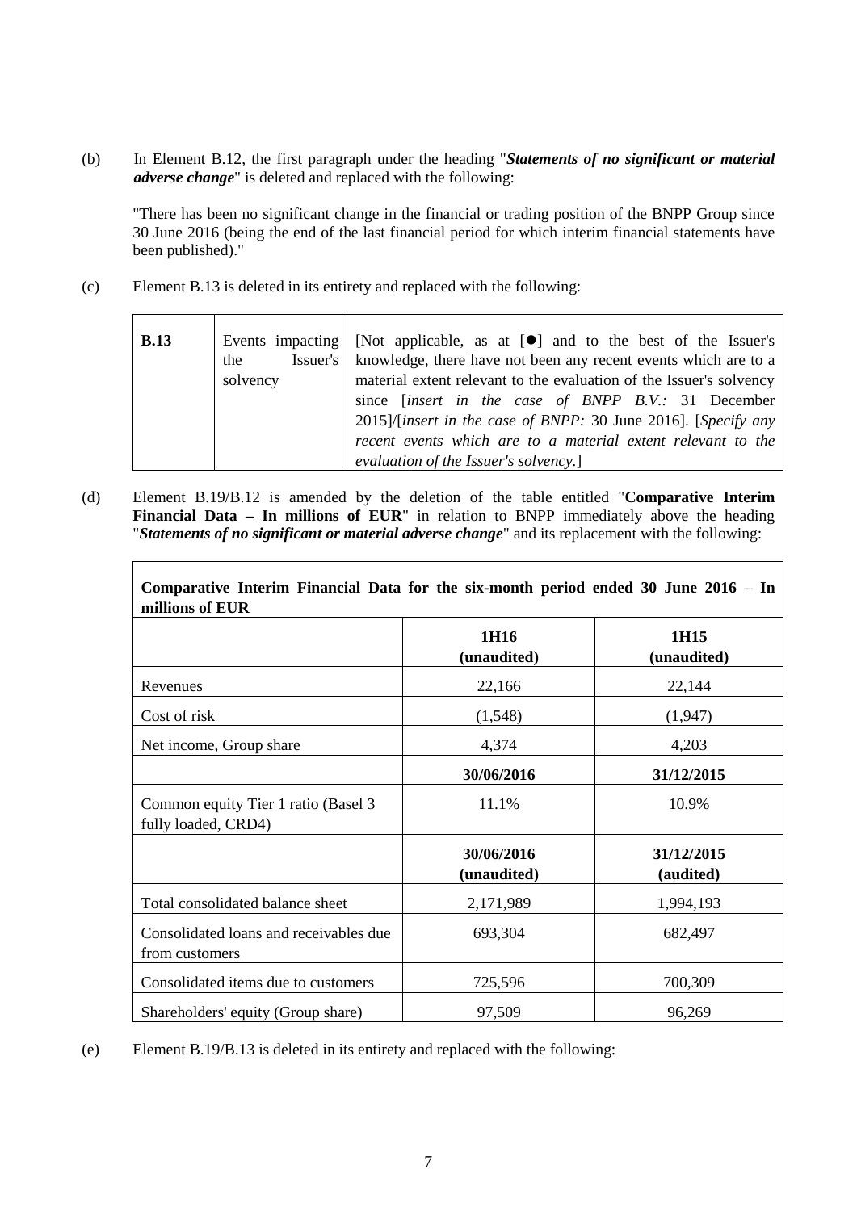(b) In Element B.12, the first paragraph under the heading "***Statements of no significant or material adverse change***" is deleted and replaced with the following:

"There has been no significant change in the financial or trading position of the BNPP Group since 30 June 2016 (being the end of the last financial period for which interim financial statements have been published)."

(c) Element B.13 is deleted in its entirety and replaced with the following:

| | | |
|---|---|---|
| **B.13** | Events impacting the Issuer's solvency | [Not applicable, as at [●] and to the best of the Issuer's knowledge, there have not been any recent events which are to a material extent relevant to the evaluation of the Issuer's solvency since [*insert in the case of BNPP B.V.:* 31 December 2015]/[*insert in the case of BNPP:* 30 June 2016]. [*Specify any recent events which are to a material extent relevant to the evaluation of the Issuer's solvency.*] |

(d) Element B.19/B.12 is amended by the deletion of the table entitled "**Comparative Interim Financial Data – In millions of EUR**" in relation to BNPP immediately above the heading "***Statements of no significant or material adverse change***" and its replacement with the following:

| **Comparative Interim Financial Data for the six-month period ended 30 June 2016 – In millions of EUR** | | |
|---|---|---|
| | **1H16 (unaudited)** | **1H15 (unaudited)** |
| Revenues | 22,166 | 22,144 |
| Cost of risk | (1,548) | (1,947) |
| Net income, Group share | 4,374 | 4,203 |
| | **30/06/2016** | **31/12/2015** |
| Common equity Tier 1 ratio (Basel 3 fully loaded, CRD4) | 11.1% | 10.9% |
| | **30/06/2016 (unaudited)** | **31/12/2015 (audited)** |
| Total consolidated balance sheet | 2,171,989 | 1,994,193 |
| Consolidated loans and receivables due from customers | 693,304 | 682,497 |
| Consolidated items due to customers | 725,596 | 700,309 |
| Shareholders' equity (Group share) | 97,509 | 96,269 |

(e) Element B.19/B.13 is deleted in its entirety and replaced with the following: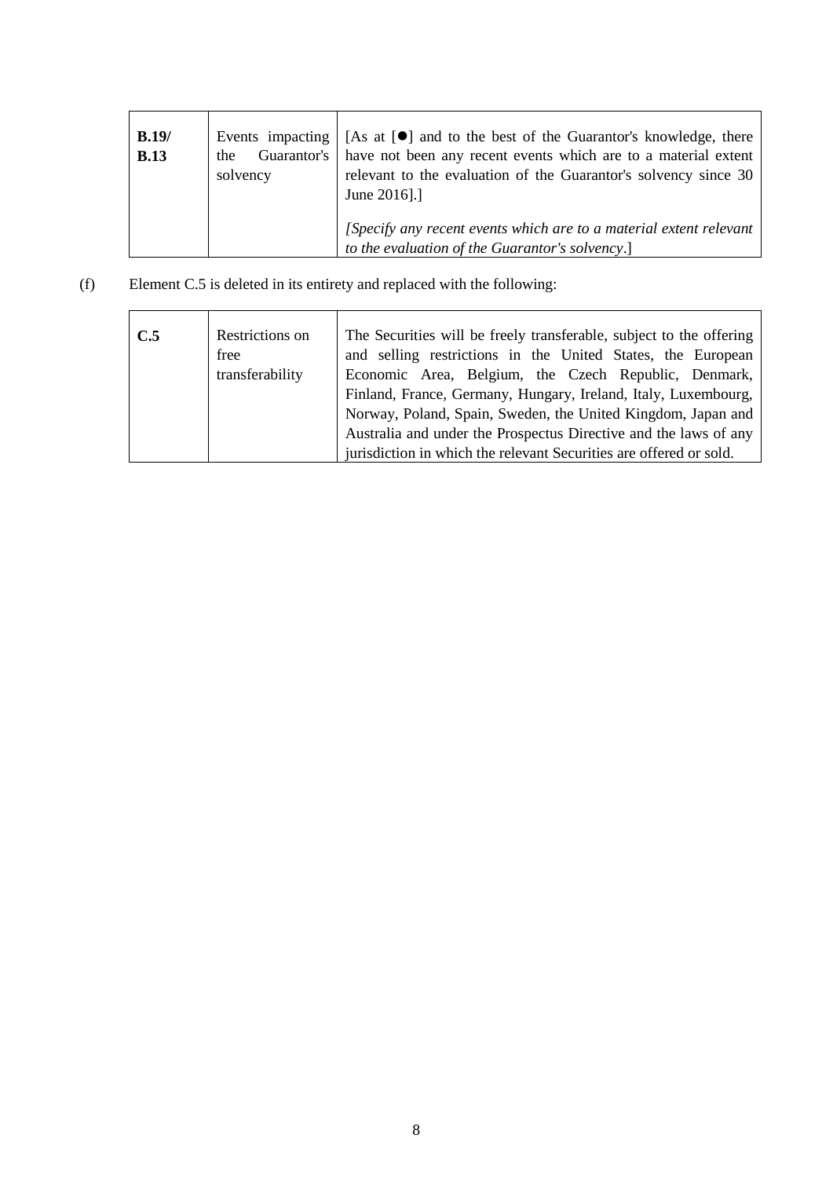| | | |
|---|---|---|
| **B.19/ B.13** | Events impacting the Guarantor's solvency | [As at [●] and to the best of the Guarantor's knowledge, there have not been any recent events which are to a material extent relevant to the evaluation of the Guarantor's solvency since 30 June 2016].]<br><br>*[Specify any recent events which are to a material extent relevant to the evaluation of the Guarantor's solvency*.] |

(f) Element C.5 is deleted in its entirety and replaced with the following:

| | | |
|---|---|---|
| **C.5** | Restrictions on free transferability | The Securities will be freely transferable, subject to the offering and selling restrictions in the United States, the European Economic Area, Belgium, the Czech Republic, Denmark, Finland, France, Germany, Hungary, Ireland, Italy, Luxembourg, Norway, Poland, Spain, Sweden, the United Kingdom, Japan and Australia and under the Prospectus Directive and the laws of any jurisdiction in which the relevant Securities are offered or sold. |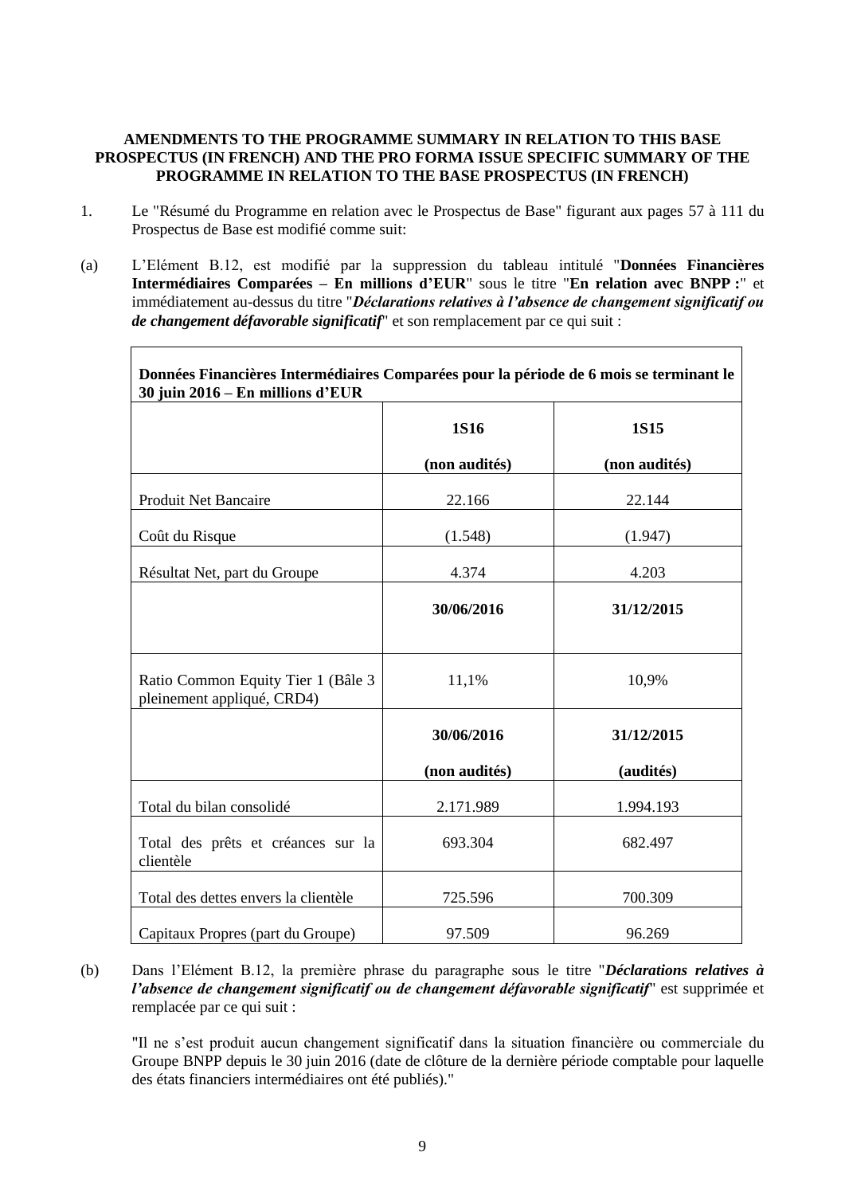**AMENDMENTS TO THE PROGRAMME SUMMARY IN RELATION TO THIS BASE PROSPECTUS (IN FRENCH) AND THE PRO FORMA ISSUE SPECIFIC SUMMARY OF THE PROGRAMME IN RELATION TO THE BASE PROSPECTUS (IN FRENCH)**

1. Le "Résumé du Programme en relation avec le Prospectus de Base" figurant aux pages 57 à 111 du Prospectus de Base est modifié comme suit:

(a) L'Elément B.12, est modifié par la suppression du tableau intitulé "**Données Financières Intermédiaires Comparées – En millions d'EUR**" sous le titre "**En relation avec BNPP :**" et immédiatement au-dessus du titre "***Déclarations relatives à l'absence de changement significatif ou de changement défavorable significatif***" et son remplacement par ce qui suit :

| **Données Financières Intermédiaires Comparées pour la période de 6 mois se terminant le 30 juin 2016 – En millions d'EUR** | | |
|---|---|---|
| | **1S16**<br>**(non audités)** | **1S15**<br>**(non audités)** |
| Produit Net Bancaire | 22.166 | 22.144 |
| Coût du Risque | (1.548) | (1.947) |
| Résultat Net, part du Groupe | 4.374 | 4.203 |
| | **30/06/2016** | **31/12/2015** |
| Ratio Common Equity Tier 1 (Bâle 3 pleinement appliqué, CRD4) | 11,1% | 10,9% |
| | **30/06/2016**<br>**(non audités)** | **31/12/2015**<br>**(audités)** |
| Total du bilan consolidé | 2.171.989 | 1.994.193 |
| Total des prêts et créances sur la clientèle | 693.304 | 682.497 |
| Total des dettes envers la clientèle | 725.596 | 700.309 |
| Capitaux Propres (part du Groupe) | 97.509 | 96.269 |

(b) Dans l'Elément B.12, la première phrase du paragraphe sous le titre "***Déclarations relatives à l'absence de changement significatif ou de changement défavorable significatif***" est supprimée et remplacée par ce qui suit :

"Il ne s'est produit aucun changement significatif dans la situation financière ou commerciale du Groupe BNPP depuis le 30 juin 2016 (date de clôture de la dernière période comptable pour laquelle des états financiers intermédiaires ont été publiés)."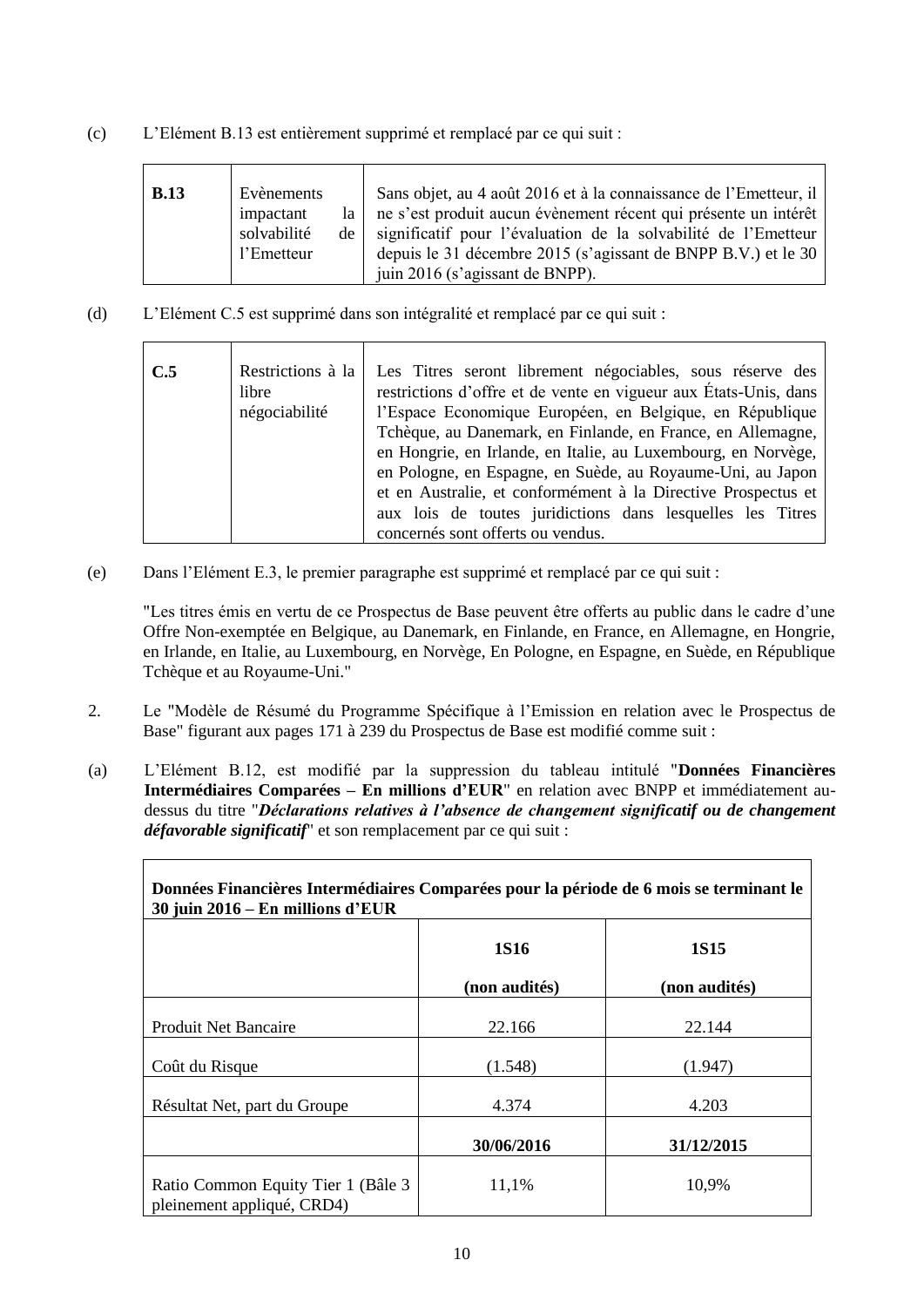(c) L'Elément B.13 est entièrement supprimé et remplacé par ce qui suit :

| **B.13** | Evènements impactant la solvabilité de l'Emetteur | Sans objet, au 4 août 2016 et à la connaissance de l'Emetteur, il ne s'est produit aucun évènement récent qui présente un intérêt significatif pour l'évaluation de la solvabilité de l'Emetteur depuis le 31 décembre 2015 (s'agissant de BNPP B.V.) et le 30 juin 2016 (s'agissant de BNPP). |
|---|---|---|

(d) L'Elément C.5 est supprimé dans son intégralité et remplacé par ce qui suit :

| **C.5** | Restrictions à la libre négociabilité | Les Titres seront librement négociables, sous réserve des restrictions d'offre et de vente en vigueur aux États-Unis, dans l'Espace Economique Européen, en Belgique, en République Tchèque, au Danemark, en Finlande, en France, en Allemagne, en Hongrie, en Irlande, en Italie, au Luxembourg, en Norvège, en Pologne, en Espagne, en Suède, au Royaume-Uni, au Japon et en Australie, et conformément à la Directive Prospectus et aux lois de toutes juridictions dans lesquelles les Titres concernés sont offerts ou vendus. |
|---|---|---|

(e) Dans l'Elément E.3, le premier paragraphe est supprimé et remplacé par ce qui suit :

"Les titres émis en vertu de ce Prospectus de Base peuvent être offerts au public dans le cadre d'une Offre Non-exemptée en Belgique, au Danemark, en Finlande, en France, en Allemagne, en Hongrie, en Irlande, en Italie, au Luxembourg, en Norvège, En Pologne, en Espagne, en Suède, en République Tchèque et au Royaume-Uni."

2. Le "Modèle de Résumé du Programme Spécifique à l'Emission en relation avec le Prospectus de Base" figurant aux pages 171 à 239 du Prospectus de Base est modifié comme suit :

(a) L'Elément B.12, est modifié par la suppression du tableau intitulé "**Données Financières Intermédiaires Comparées – En millions d'EUR**" en relation avec BNPP et immédiatement au-dessus du titre "***Déclarations relatives à l'absence de changement significatif ou de changement défavorable significatif***" et son remplacement par ce qui suit :

| **Données Financières Intermédiaires Comparées pour la période de 6 mois se terminant le 30 juin 2016 – En millions d'EUR** | | |
|---|---|---|
| | **1S16**<br>**(non audités)** | **1S15**<br>**(non audités)** |
| Produit Net Bancaire | 22.166 | 22.144 |
| Coût du Risque | (1.548) | (1.947) |
| Résultat Net, part du Groupe | 4.374 | 4.203 |
| | **30/06/2016** | **31/12/2015** |
| Ratio Common Equity Tier 1 (Bâle 3 pleinement appliqué, CRD4) | 11,1% | 10,9% |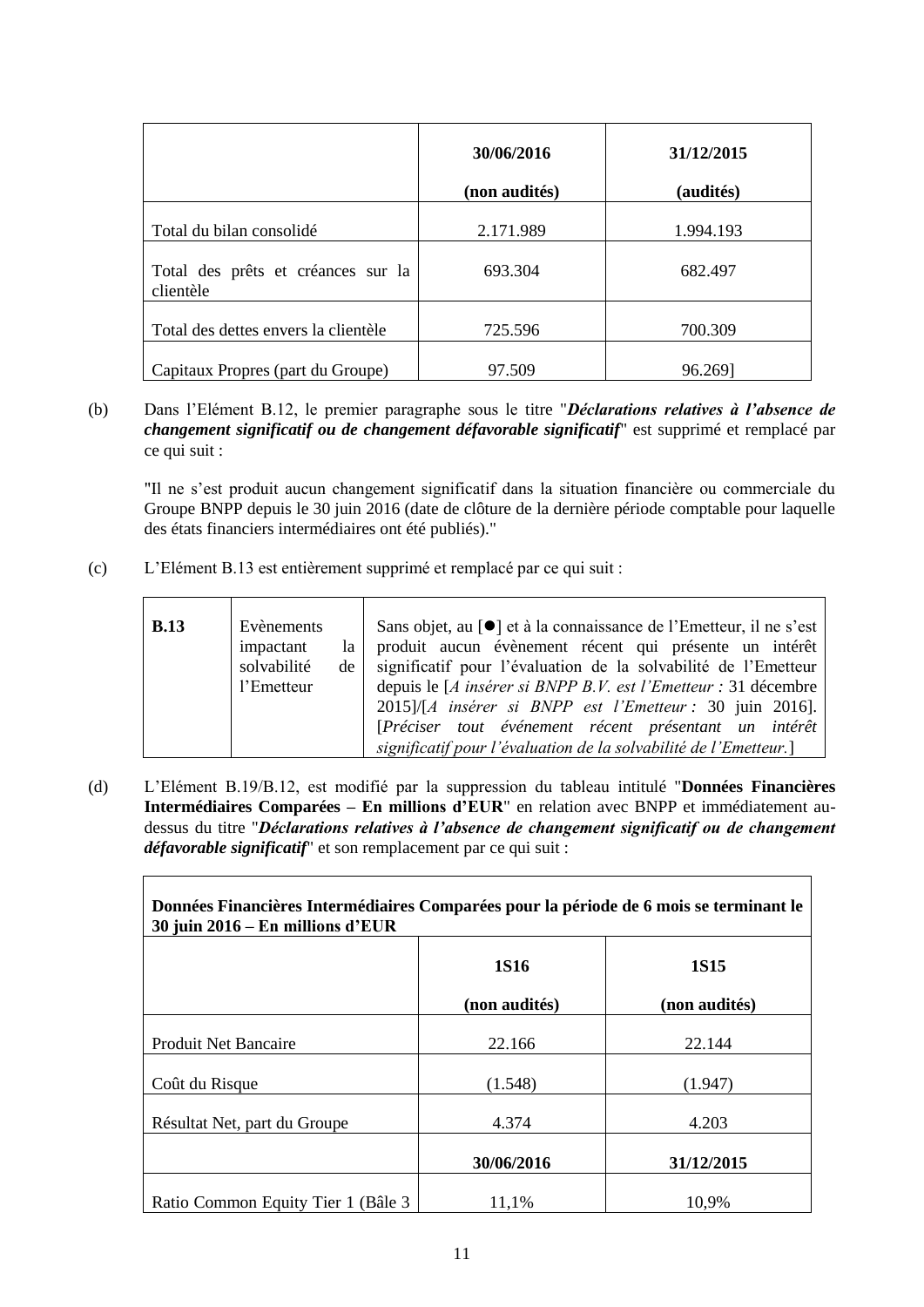| | 30/06/2016<br>(non audités) | 31/12/2015<br>(audités) |
|---|---|---|
| Total du bilan consolidé | 2.171.989 | 1.994.193 |
| Total des prêts et créances sur la clientèle | 693.304 | 682.497 |
| Total des dettes envers la clientèle | 725.596 | 700.309 |
| Capitaux Propres (part du Groupe) | 97.509 | 96.269] |

(b) Dans l'Elément B.12, le premier paragraphe sous le titre "***Déclarations relatives à l'absence de changement significatif ou de changement défavorable significatif***" est supprimé et remplacé par ce qui suit :

"Il ne s'est produit aucun changement significatif dans la situation financière ou commerciale du Groupe BNPP depuis le 30 juin 2016 (date de clôture de la dernière période comptable pour laquelle des états financiers intermédiaires ont été publiés)."

(c) L'Elément B.13 est entièrement supprimé et remplacé par ce qui suit :

| | | |
|---|---|---|
| **B.13** | Evènements impactant la solvabilité de l'Emetteur | Sans objet, au [●] et à la connaissance de l'Emetteur, il ne s'est produit aucun évènement récent qui présente un intérêt significatif pour l'évaluation de la solvabilité de l'Emetteur depuis le [*A insérer si BNPP B.V. est l'Emetteur :* 31 décembre 2015]/[*A insérer si BNPP est l'Emetteur :* 30 juin 2016]. [*Préciser tout événement récent présentant un intérêt significatif pour l'évaluation de la solvabilité de l'Emetteur.*] |

(d) L'Elément B.19/B.12, est modifié par la suppression du tableau intitulé "**Données Financières Intermédiaires Comparées – En millions d'EUR**" en relation avec BNPP et immédiatement au-dessus du titre "***Déclarations relatives à l'absence de changement significatif ou de changement défavorable significatif***" et son remplacement par ce qui suit :

| **Données Financières Intermédiaires Comparées pour la période de 6 mois se terminant le 30 juin 2016 – En millions d'EUR** | | |
|---|---|---|
| | **1S16**<br>**(non audités)** | **1S15**<br>**(non audités)** |
| Produit Net Bancaire | 22.166 | 22.144 |
| Coût du Risque | (1.548) | (1.947) |
| Résultat Net, part du Groupe | 4.374 | 4.203 |
| | **30/06/2016** | **31/12/2015** |
| Ratio Common Equity Tier 1 (Bâle 3 | 11,1% | 10,9% |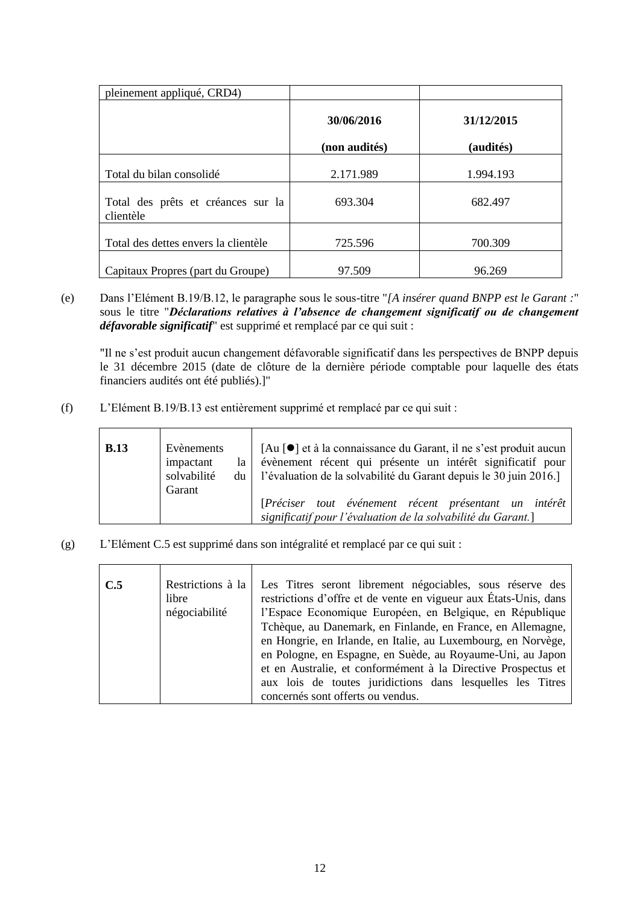| pleinement appliqué, CRD4) | | |
|---|---|---|
| | **30/06/2016** **(non audités)** | **31/12/2015** **(audités)** |
| Total du bilan consolidé | 2.171.989 | 1.994.193 |
| Total des prêts et créances sur la clientèle | 693.304 | 682.497 |
| Total des dettes envers la clientèle | 725.596 | 700.309 |
| Capitaux Propres (part du Groupe) | 97.509 | 96.269 |

(e) Dans l'Elément B.19/B.12, le paragraphe sous le sous-titre "*[A insérer quand BNPP est le Garant :*" sous le titre "***Déclarations relatives à l'absence de changement significatif ou de changement défavorable significatif***" est supprimé et remplacé par ce qui suit :

"Il ne s'est produit aucun changement défavorable significatif dans les perspectives de BNPP depuis le 31 décembre 2015 (date de clôture de la dernière période comptable pour laquelle des états financiers audités ont été publiés).]"

(f) L'Elément B.19/B.13 est entièrement supprimé et remplacé par ce qui suit :

| **B.13** | Evènements impactant la solvabilité du Garant | [Au [●] et à la connaissance du Garant, il ne s'est produit aucun évènement récent qui présente un intérêt significatif pour l'évaluation de la solvabilité du Garant depuis le 30 juin 2016.]<br><br>[*Préciser tout événement récent présentant un intérêt significatif pour l'évaluation de la solvabilité du Garant.*] |
|---|---|---|

(g) L'Elément C.5 est supprimé dans son intégralité et remplacé par ce qui suit :

| **C.5** | Restrictions à la libre négociabilité | Les Titres seront librement négociables, sous réserve des restrictions d'offre et de vente en vigueur aux États-Unis, dans l'Espace Economique Européen, en Belgique, en République Tchèque, au Danemark, en Finlande, en France, en Allemagne, en Hongrie, en Irlande, en Italie, au Luxembourg, en Norvège, en Pologne, en Espagne, en Suède, au Royaume-Uni, au Japon et en Australie, et conformément à la Directive Prospectus et aux lois de toutes juridictions dans lesquelles les Titres concernés sont offerts ou vendus. |
|---|---|---|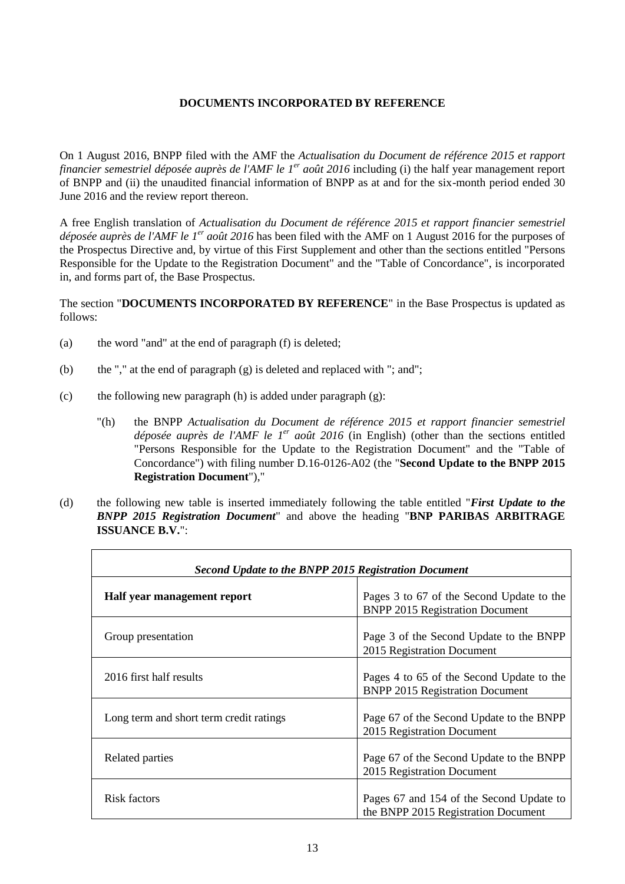## DOCUMENTS INCORPORATED BY REFERENCE

On 1 August 2016, BNPP filed with the AMF the *Actualisation du Document de référence 2015 et rapport financier semestriel déposée auprès de l'AMF le 1er août 2016* including (i) the half year management report of BNPP and (ii) the unaudited financial information of BNPP as at and for the six-month period ended 30 June 2016 and the review report thereon.

A free English translation of *Actualisation du Document de référence 2015 et rapport financier semestriel déposée auprès de l'AMF le 1er août 2016* has been filed with the AMF on 1 August 2016 for the purposes of the Prospectus Directive and, by virtue of this First Supplement and other than the sections entitled "Persons Responsible for the Update to the Registration Document" and the "Table of Concordance", is incorporated in, and forms part of, the Base Prospectus.

The section "**DOCUMENTS INCORPORATED BY REFERENCE**" in the Base Prospectus is updated as follows:

(a) the word "and" at the end of paragraph (f) is deleted;

(b) the "," at the end of paragraph (g) is deleted and replaced with "; and";

(c) the following new paragraph (h) is added under paragraph (g):

"(h) the BNPP *Actualisation du Document de référence 2015 et rapport financier semestriel déposée auprès de l'AMF le 1er août 2016* (in English) (other than the sections entitled "Persons Responsible for the Update to the Registration Document" and the "Table of Concordance") with filing number D.16-0126-A02 (the "**Second Update to the BNPP 2015 Registration Document**"),"

(d) the following new table is inserted immediately following the table entitled "***First Update to the BNPP 2015 Registration Document***" and above the heading "**BNP PARIBAS ARBITRAGE ISSUANCE B.V.**":

| ***Second Update to the BNPP 2015 Registration Document*** | |
|---|---|
| **Half year management report** | Pages 3 to 67 of the Second Update to the BNPP 2015 Registration Document |
| Group presentation | Page 3 of the Second Update to the BNPP 2015 Registration Document |
| 2016 first half results | Pages 4 to 65 of the Second Update to the BNPP 2015 Registration Document |
| Long term and short term credit ratings | Page 67 of the Second Update to the BNPP 2015 Registration Document |
| Related parties | Page 67 of the Second Update to the BNPP 2015 Registration Document |
| Risk factors | Pages 67 and 154 of the Second Update to the BNPP 2015 Registration Document |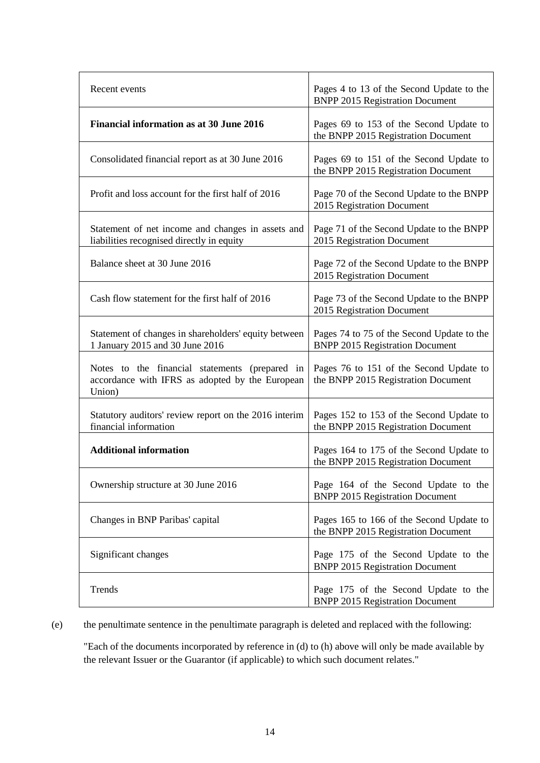| | |
|---|---|
| Recent events | Pages 4 to 13 of the Second Update to the BNPP 2015 Registration Document |
| **Financial information as at 30 June 2016** | Pages 69 to 153 of the Second Update to the BNPP 2015 Registration Document |
| Consolidated financial report as at 30 June 2016 | Pages 69 to 151 of the Second Update to the BNPP 2015 Registration Document |
| Profit and loss account for the first half of 2016 | Page 70 of the Second Update to the BNPP 2015 Registration Document |
| Statement of net income and changes in assets and liabilities recognised directly in equity | Page 71 of the Second Update to the BNPP 2015 Registration Document |
| Balance sheet at 30 June 2016 | Page 72 of the Second Update to the BNPP 2015 Registration Document |
| Cash flow statement for the first half of 2016 | Page 73 of the Second Update to the BNPP 2015 Registration Document |
| Statement of changes in shareholders' equity between 1 January 2015 and 30 June 2016 | Pages 74 to 75 of the Second Update to the BNPP 2015 Registration Document |
| Notes to the financial statements (prepared in accordance with IFRS as adopted by the European Union) | Pages 76 to 151 of the Second Update to the BNPP 2015 Registration Document |
| Statutory auditors' review report on the 2016 interim financial information | Pages 152 to 153 of the Second Update to the BNPP 2015 Registration Document |
| **Additional information** | Pages 164 to 175 of the Second Update to the BNPP 2015 Registration Document |
| Ownership structure at 30 June 2016 | Page 164 of the Second Update to the BNPP 2015 Registration Document |
| Changes in BNP Paribas' capital | Pages 165 to 166 of the Second Update to the BNPP 2015 Registration Document |
| Significant changes | Page 175 of the Second Update to the BNPP 2015 Registration Document |
| Trends | Page 175 of the Second Update to the BNPP 2015 Registration Document |

(e) the penultimate sentence in the penultimate paragraph is deleted and replaced with the following:

"Each of the documents incorporated by reference in (d) to (h) above will only be made available by the relevant Issuer or the Guarantor (if applicable) to which such document relates."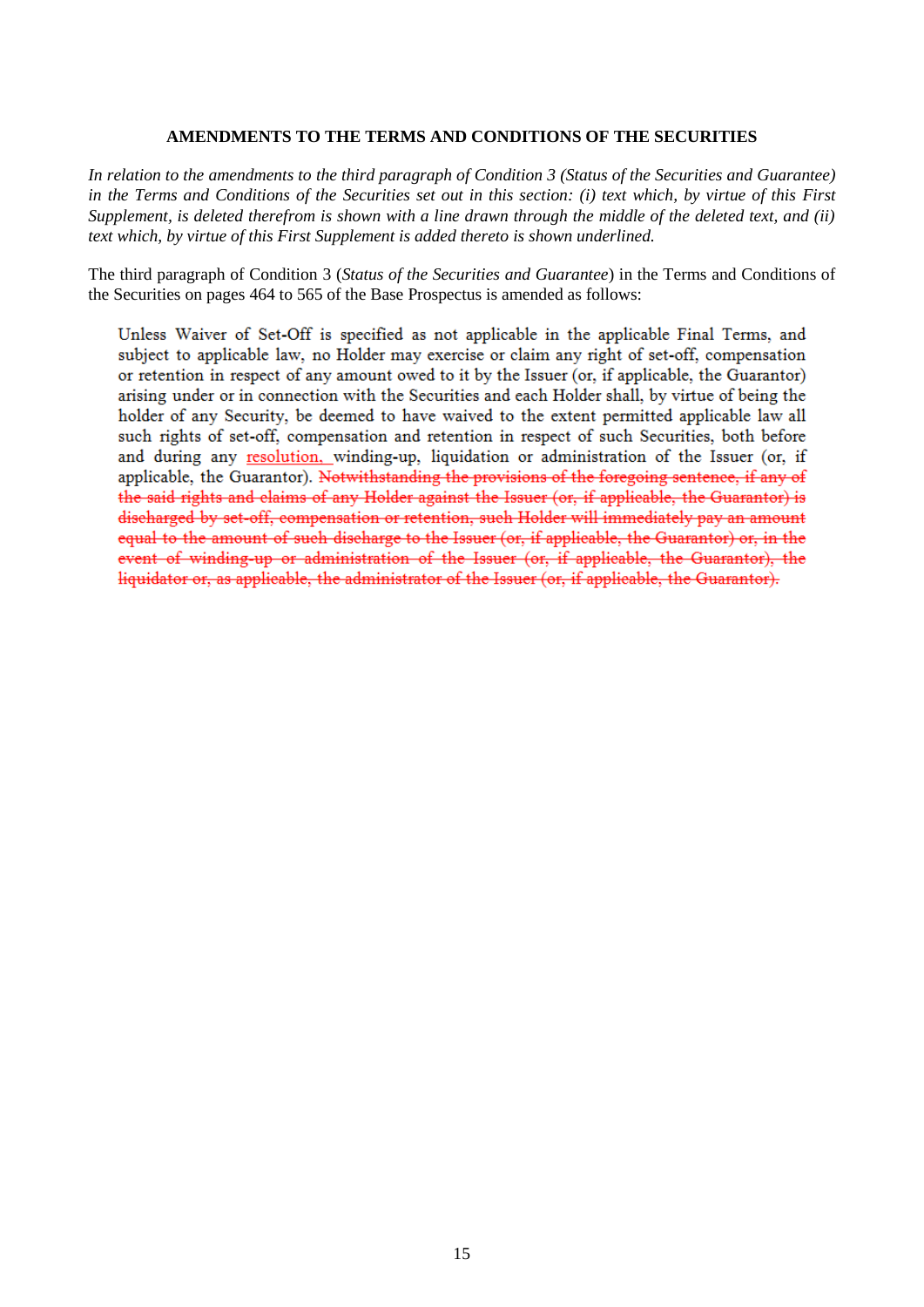## AMENDMENTS TO THE TERMS AND CONDITIONS OF THE SECURITIES

*In relation to the amendments to the third paragraph of Condition 3 (Status of the Securities and Guarantee) in the Terms and Conditions of the Securities set out in this section: (i) text which, by virtue of this First Supplement, is deleted therefrom is shown with a line drawn through the middle of the deleted text, and (ii) text which, by virtue of this First Supplement is added thereto is shown underlined.*

The third paragraph of Condition 3 (*Status of the Securities and Guarantee*) in the Terms and Conditions of the Securities on pages 464 to 565 of the Base Prospectus is amended as follows:

> Unless Waiver of Set-Off is specified as not applicable in the applicable Final Terms, and subject to applicable law, no Holder may exercise or claim any right of set-off, compensation or retention in respect of any amount owed to it by the Issuer (or, if applicable, the Guarantor) arising under or in connection with the Securities and each Holder shall, by virtue of being the holder of any Security, be deemed to have waived to the extent permitted applicable law all such rights of set-off, compensation and retention in respect of such Securities, both before and during any <u>resolution, </u>winding-up, liquidation or administration of the Issuer (or, if applicable, the Guarantor). ~~Notwithstanding the provisions of the foregoing sentence, if any of the said rights and claims of any Holder against the Issuer (or, if applicable, the Guarantor) is discharged by set-off, compensation or retention, such Holder will immediately pay an amount equal to the amount of such discharge to the Issuer (or, if applicable, the Guarantor) or, in the event of winding-up or administration of the Issuer (or, if applicable, the Guarantor), the liquidator or, as applicable, the administrator of the Issuer (or, if applicable, the Guarantor).~~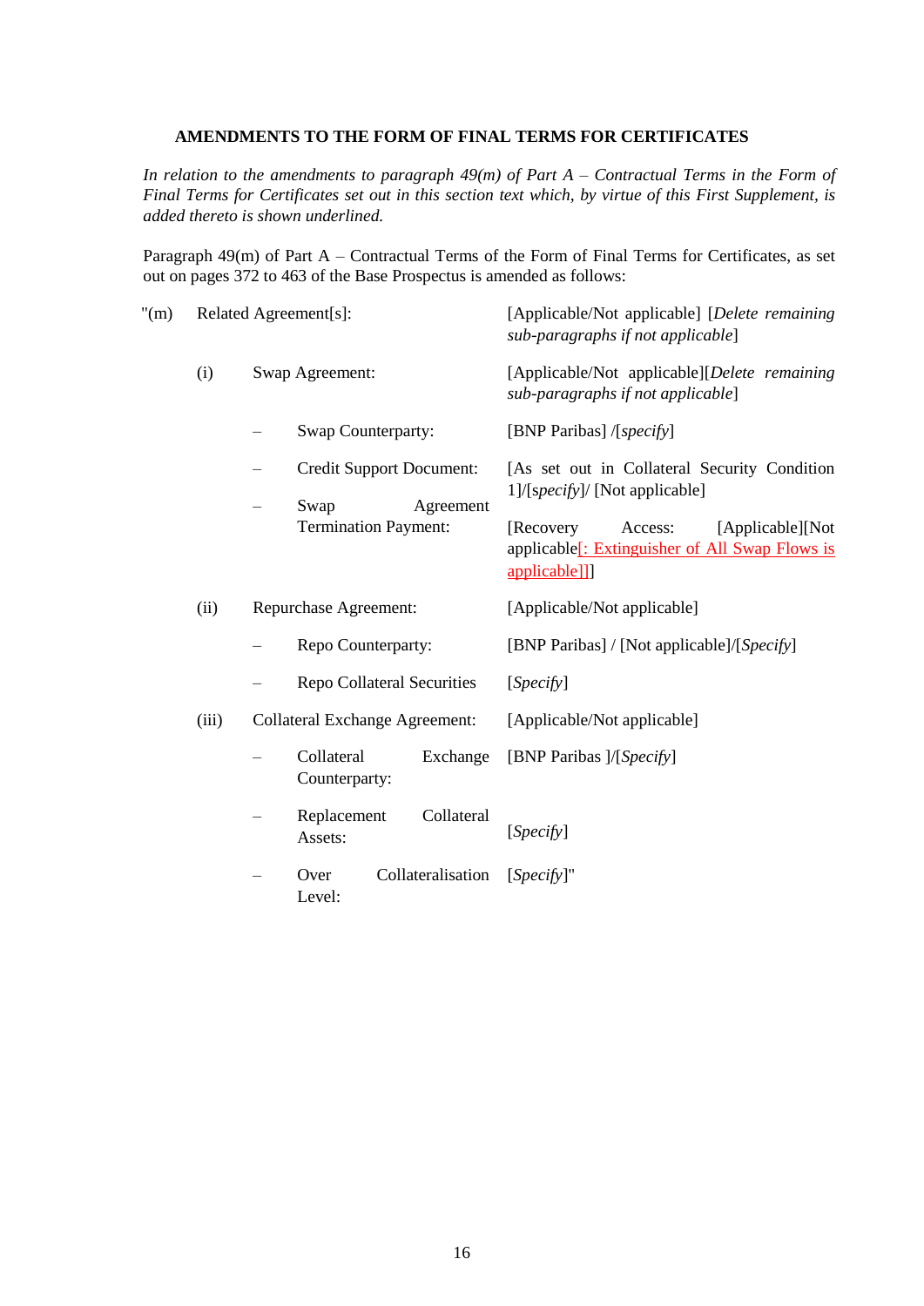**AMENDMENTS TO THE FORM OF FINAL TERMS FOR CERTIFICATES**

*In relation to the amendments to paragraph 49(m) of Part A – Contractual Terms in the Form of Final Terms for Certificates set out in this section text which, by virtue of this First Supplement, is added thereto is shown underlined.*

Paragraph 49(m) of Part A – Contractual Terms of the Form of Final Terms for Certificates, as set out on pages 372 to 463 of the Base Prospectus is amended as follows:

| | | | |
|---|---|---|---|
| "(m) | Related Agreement[s]: | | [Applicable/Not applicable] [*Delete remaining sub-paragraphs if not applicable*] |
| | (i) | Swap Agreement: | [Applicable/Not applicable][*Delete remaining sub-paragraphs if not applicable*] |
| | | – Swap Counterparty: | [BNP Paribas] /[*specify*] |
| | | – Credit Support Document: | [As set out in Collateral Security Condition 1]/[*specify*]/ [Not applicable] |
| | | – Swap Agreement Termination Payment: | [Recovery Access: [Applicable][Not applicable<u>[: Extinguisher of All Swap Flows is applicable]]</u>] |
| | (ii) | Repurchase Agreement: | [Applicable/Not applicable] |
| | | – Repo Counterparty: | [BNP Paribas] / [Not applicable]/[*Specify*] |
| | | – Repo Collateral Securities | [*Specify*] |
| | (iii) | Collateral Exchange Agreement: | [Applicable/Not applicable] |
| | | – Collateral Exchange Counterparty: | [BNP Paribas ]/[*Specify*] |
| | | – Replacement Collateral Assets: | [*Specify*] |
| | | – Over Collateralisation Level: | [*Specify*]" |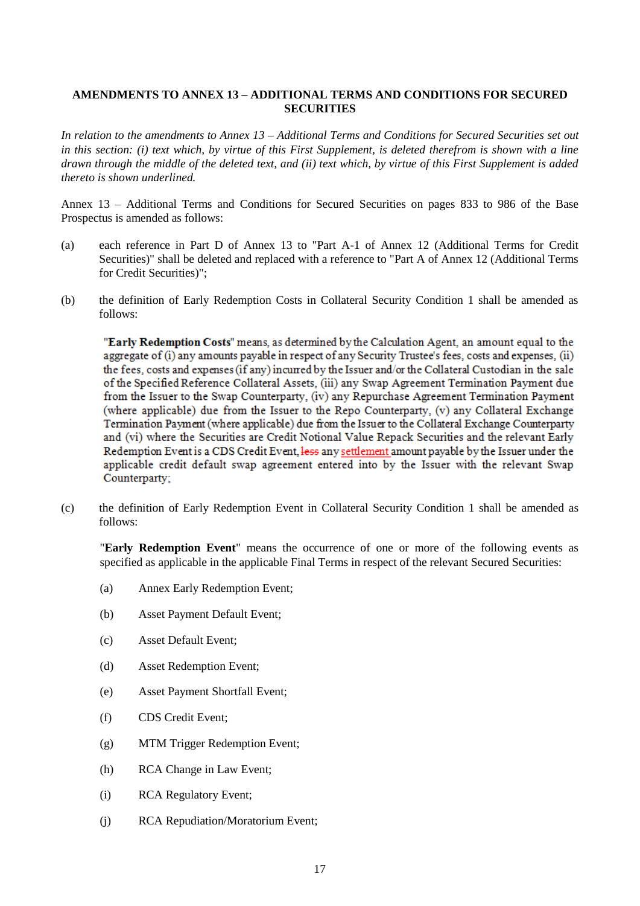**AMENDMENTS TO ANNEX 13 – ADDITIONAL TERMS AND CONDITIONS FOR SECURED SECURITIES**

*In relation to the amendments to Annex 13 – Additional Terms and Conditions for Secured Securities set out in this section: (i) text which, by virtue of this First Supplement, is deleted therefrom is shown with a line drawn through the middle of the deleted text, and (ii) text which, by virtue of this First Supplement is added thereto is shown underlined.*

Annex 13 – Additional Terms and Conditions for Secured Securities on pages 833 to 986 of the Base Prospectus is amended as follows:

(a) each reference in Part D of Annex 13 to "Part A-1 of Annex 12 (Additional Terms for Credit Securities)" shall be deleted and replaced with a reference to "Part A of Annex 12 (Additional Terms for Credit Securities)";

(b) the definition of Early Redemption Costs in Collateral Security Condition 1 shall be amended as follows:

> "**Early Redemption Costs**" means, as determined by the Calculation Agent, an amount equal to the aggregate of (i) any amounts payable in respect of any Security Trustee's fees, costs and expenses, (ii) the fees, costs and expenses (if any) incurred by the Issuer and/or the Collateral Custodian in the sale of the Specified Reference Collateral Assets, (iii) any Swap Agreement Termination Payment due from the Issuer to the Swap Counterparty, (iv) any Repurchase Agreement Termination Payment (where applicable) due from the Issuer to the Repo Counterparty, (v) any Collateral Exchange Termination Payment (where applicable) due from the Issuer to the Collateral Exchange Counterparty and (vi) where the Securities are Credit Notional Value Repack Securities and the relevant Early Redemption Event is a CDS Credit Event, ~~less~~ any <u>settlement</u> amount payable by the Issuer under the applicable credit default swap agreement entered into by the Issuer with the relevant Swap Counterparty;

(c) the definition of Early Redemption Event in Collateral Security Condition 1 shall be amended as follows:

"**Early Redemption Event**" means the occurrence of one or more of the following events as specified as applicable in the applicable Final Terms in respect of the relevant Secured Securities:

(a) Annex Early Redemption Event;

(b) Asset Payment Default Event;

(c) Asset Default Event;

(d) Asset Redemption Event;

(e) Asset Payment Shortfall Event;

(f) CDS Credit Event;

(g) MTM Trigger Redemption Event;

(h) RCA Change in Law Event;

(i) RCA Regulatory Event;

(j) RCA Repudiation/Moratorium Event;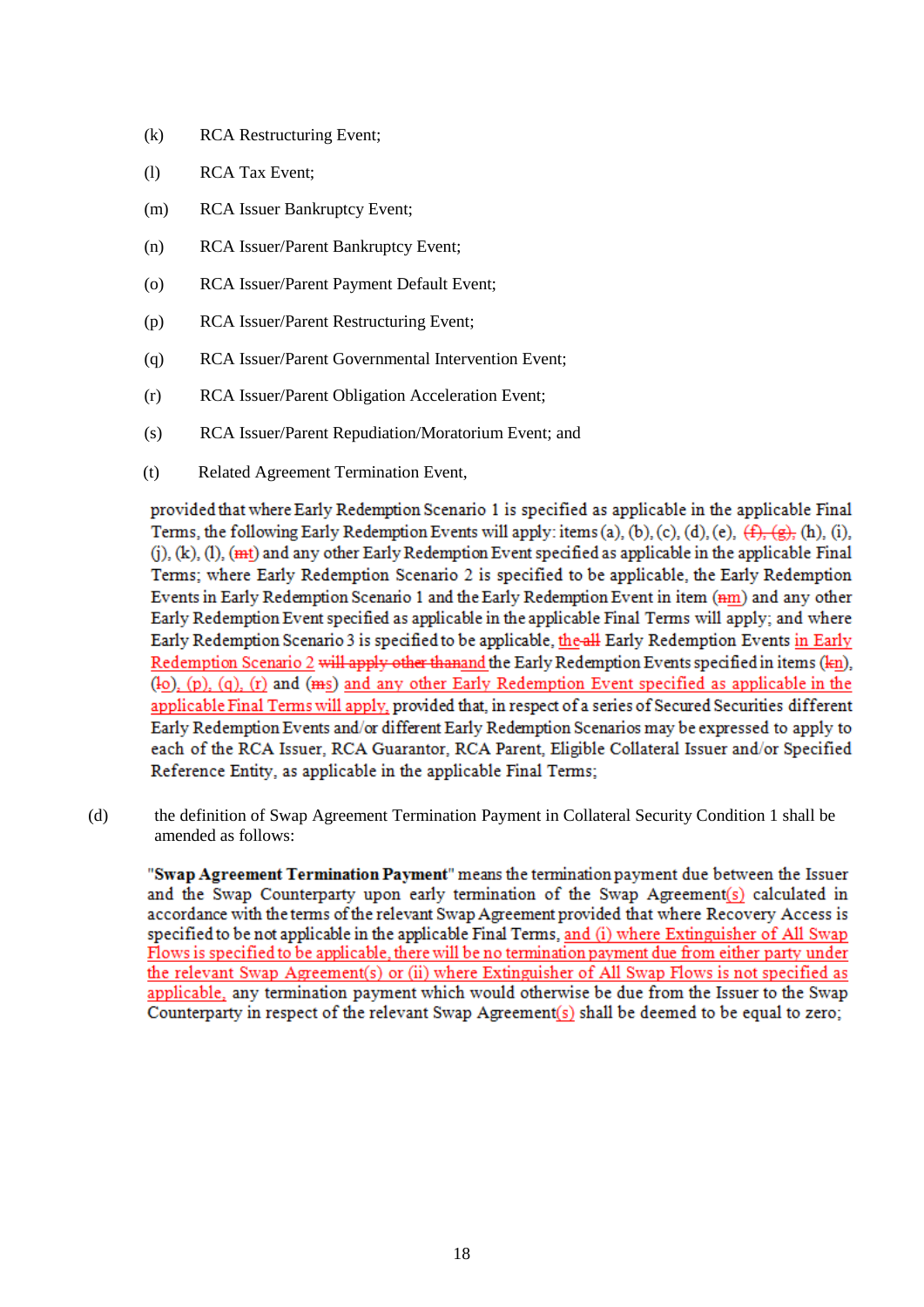(k) RCA Restructuring Event;

(l) RCA Tax Event;

(m) RCA Issuer Bankruptcy Event;

(n) RCA Issuer/Parent Bankruptcy Event;

(o) RCA Issuer/Parent Payment Default Event;

(p) RCA Issuer/Parent Restructuring Event;

(q) RCA Issuer/Parent Governmental Intervention Event;

(r) RCA Issuer/Parent Obligation Acceleration Event;

(s) RCA Issuer/Parent Repudiation/Moratorium Event; and

(t) Related Agreement Termination Event,

provided that where Early Redemption Scenario 1 is specified as applicable in the applicable Final Terms, the following Early Redemption Events will apply: items (a), (b), (c), (d), (e), ~~(f), (g),~~ (h), (i), (j), (k), (l), (~~m~~t) and any other Early Redemption Event specified as applicable in the applicable Final Terms; where Early Redemption Scenario 2 is specified to be applicable, the Early Redemption Events in Early Redemption Scenario 1 and the Early Redemption Event in item (~~n~~m) and any other Early Redemption Event specified as applicable in the applicable Final Terms will apply; and where Early Redemption Scenario 3 is specified to be applicable, the ~~all~~ Early Redemption Events in Early Redemption Scenario 2 ~~will apply other than~~and the Early Redemption Events specified in items (~~k~~n), (~~l~~o), (p), (q), (r) and (~~m~~s) and any other Early Redemption Event specified as applicable in the applicable Final Terms will apply, provided that, in respect of a series of Secured Securities different Early Redemption Events and/or different Early Redemption Scenarios may be expressed to apply to each of the RCA Issuer, RCA Guarantor, RCA Parent, Eligible Collateral Issuer and/or Specified Reference Entity, as applicable in the applicable Final Terms;

(d) the definition of Swap Agreement Termination Payment in Collateral Security Condition 1 shall be amended as follows:

"**Swap Agreement Termination Payment**" means the termination payment due between the Issuer and the Swap Counterparty upon early termination of the Swap Agreement(s) calculated in accordance with the terms of the relevant Swap Agreement provided that where Recovery Access is specified to be not applicable in the applicable Final Terms, and (i) where Extinguisher of All Swap Flows is specified to be applicable, there will be no termination payment due from either party under the relevant Swap Agreement(s) or (ii) where Extinguisher of All Swap Flows is not specified as applicable, any termination payment which would otherwise be due from the Issuer to the Swap Counterparty in respect of the relevant Swap Agreement(s) shall be deemed to be equal to zero;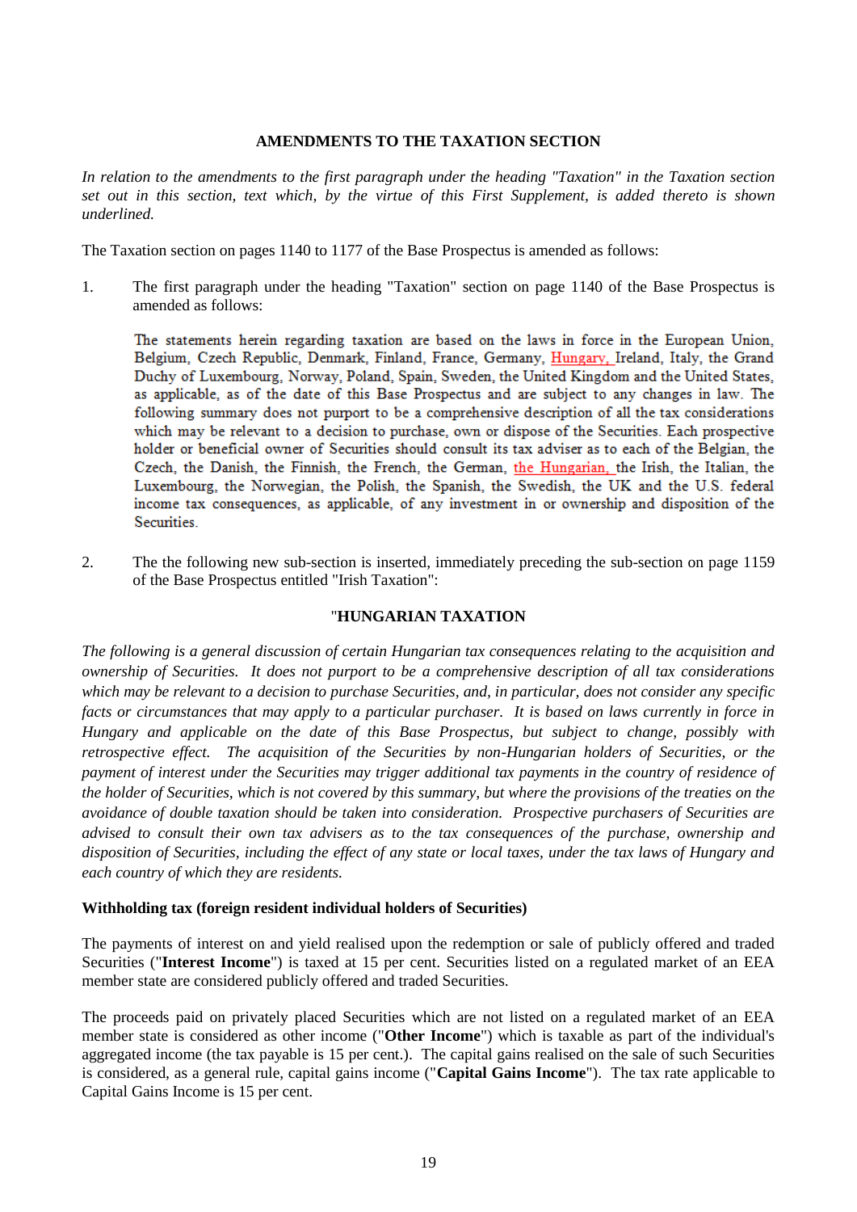**AMENDMENTS TO THE TAXATION SECTION**

*In relation to the amendments to the first paragraph under the heading "Taxation" in the Taxation section set out in this section, text which, by the virtue of this First Supplement, is added thereto is shown underlined.*

The Taxation section on pages 1140 to 1177 of the Base Prospectus is amended as follows:

1. The first paragraph under the heading "Taxation" section on page 1140 of the Base Prospectus is amended as follows:

   The statements herein regarding taxation are based on the laws in force in the European Union, Belgium, Czech Republic, Denmark, Finland, France, Germany, <u>Hungary,</u> Ireland, Italy, the Grand Duchy of Luxembourg, Norway, Poland, Spain, Sweden, the United Kingdom and the United States, as applicable, as of the date of this Base Prospectus and are subject to any changes in law. The following summary does not purport to be a comprehensive description of all the tax considerations which may be relevant to a decision to purchase, own or dispose of the Securities. Each prospective holder or beneficial owner of Securities should consult its tax adviser as to each of the Belgian, the Czech, the Danish, the Finnish, the French, the German, <u>the Hungarian,</u> the Irish, the Italian, the Luxembourg, the Norwegian, the Polish, the Spanish, the Swedish, the UK and the U.S. federal income tax consequences, as applicable, of any investment in or ownership and disposition of the Securities.

2. The the following new sub-section is inserted, immediately preceding the sub-section on page 1159 of the Base Prospectus entitled "Irish Taxation":

"**HUNGARIAN TAXATION**

*The following is a general discussion of certain Hungarian tax consequences relating to the acquisition and ownership of Securities. It does not purport to be a comprehensive description of all tax considerations which may be relevant to a decision to purchase Securities, and, in particular, does not consider any specific facts or circumstances that may apply to a particular purchaser. It is based on laws currently in force in Hungary and applicable on the date of this Base Prospectus, but subject to change, possibly with retrospective effect. The acquisition of the Securities by non-Hungarian holders of Securities, or the payment of interest under the Securities may trigger additional tax payments in the country of residence of the holder of Securities, which is not covered by this summary, but where the provisions of the treaties on the avoidance of double taxation should be taken into consideration. Prospective purchasers of Securities are advised to consult their own tax advisers as to the tax consequences of the purchase, ownership and disposition of Securities, including the effect of any state or local taxes, under the tax laws of Hungary and each country of which they are residents.*

**Withholding tax (foreign resident individual holders of Securities)**

The payments of interest on and yield realised upon the redemption or sale of publicly offered and traded Securities ("**Interest Income**") is taxed at 15 per cent. Securities listed on a regulated market of an EEA member state are considered publicly offered and traded Securities.

The proceeds paid on privately placed Securities which are not listed on a regulated market of an EEA member state is considered as other income ("**Other Income**") which is taxable as part of the individual's aggregated income (the tax payable is 15 per cent.). The capital gains realised on the sale of such Securities is considered, as a general rule, capital gains income ("**Capital Gains Income**"). The tax rate applicable to Capital Gains Income is 15 per cent.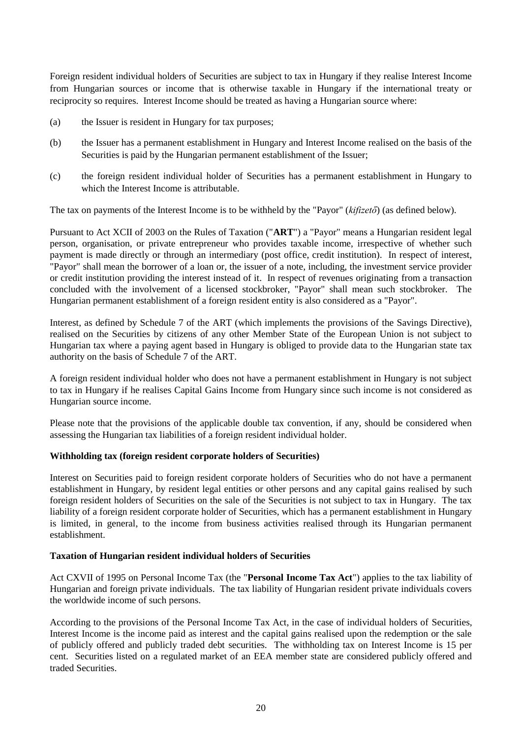Foreign resident individual holders of Securities are subject to tax in Hungary if they realise Interest Income from Hungarian sources or income that is otherwise taxable in Hungary if the international treaty or reciprocity so requires. Interest Income should be treated as having a Hungarian source where:

(a) the Issuer is resident in Hungary for tax purposes;

(b) the Issuer has a permanent establishment in Hungary and Interest Income realised on the basis of the Securities is paid by the Hungarian permanent establishment of the Issuer;

(c) the foreign resident individual holder of Securities has a permanent establishment in Hungary to which the Interest Income is attributable.

The tax on payments of the Interest Income is to be withheld by the "Payor" (*kifizető*) (as defined below).

Pursuant to Act XCII of 2003 on the Rules of Taxation ("**ART**") a "Payor" means a Hungarian resident legal person, organisation, or private entrepreneur who provides taxable income, irrespective of whether such payment is made directly or through an intermediary (post office, credit institution). In respect of interest, "Payor" shall mean the borrower of a loan or, the issuer of a note, including, the investment service provider or credit institution providing the interest instead of it. In respect of revenues originating from a transaction concluded with the involvement of a licensed stockbroker, "Payor" shall mean such stockbroker. The Hungarian permanent establishment of a foreign resident entity is also considered as a "Payor".

Interest, as defined by Schedule 7 of the ART (which implements the provisions of the Savings Directive), realised on the Securities by citizens of any other Member State of the European Union is not subject to Hungarian tax where a paying agent based in Hungary is obliged to provide data to the Hungarian state tax authority on the basis of Schedule 7 of the ART.

A foreign resident individual holder who does not have a permanent establishment in Hungary is not subject to tax in Hungary if he realises Capital Gains Income from Hungary since such income is not considered as Hungarian source income.

Please note that the provisions of the applicable double tax convention, if any, should be considered when assessing the Hungarian tax liabilities of a foreign resident individual holder.

**Withholding tax (foreign resident corporate holders of Securities)**

Interest on Securities paid to foreign resident corporate holders of Securities who do not have a permanent establishment in Hungary, by resident legal entities or other persons and any capital gains realised by such foreign resident holders of Securities on the sale of the Securities is not subject to tax in Hungary. The tax liability of a foreign resident corporate holder of Securities, which has a permanent establishment in Hungary is limited, in general, to the income from business activities realised through its Hungarian permanent establishment.

**Taxation of Hungarian resident individual holders of Securities**

Act CXVII of 1995 on Personal Income Tax (the "**Personal Income Tax Act**") applies to the tax liability of Hungarian and foreign private individuals. The tax liability of Hungarian resident private individuals covers the worldwide income of such persons.

According to the provisions of the Personal Income Tax Act, in the case of individual holders of Securities, Interest Income is the income paid as interest and the capital gains realised upon the redemption or the sale of publicly offered and publicly traded debt securities. The withholding tax on Interest Income is 15 per cent. Securities listed on a regulated market of an EEA member state are considered publicly offered and traded Securities.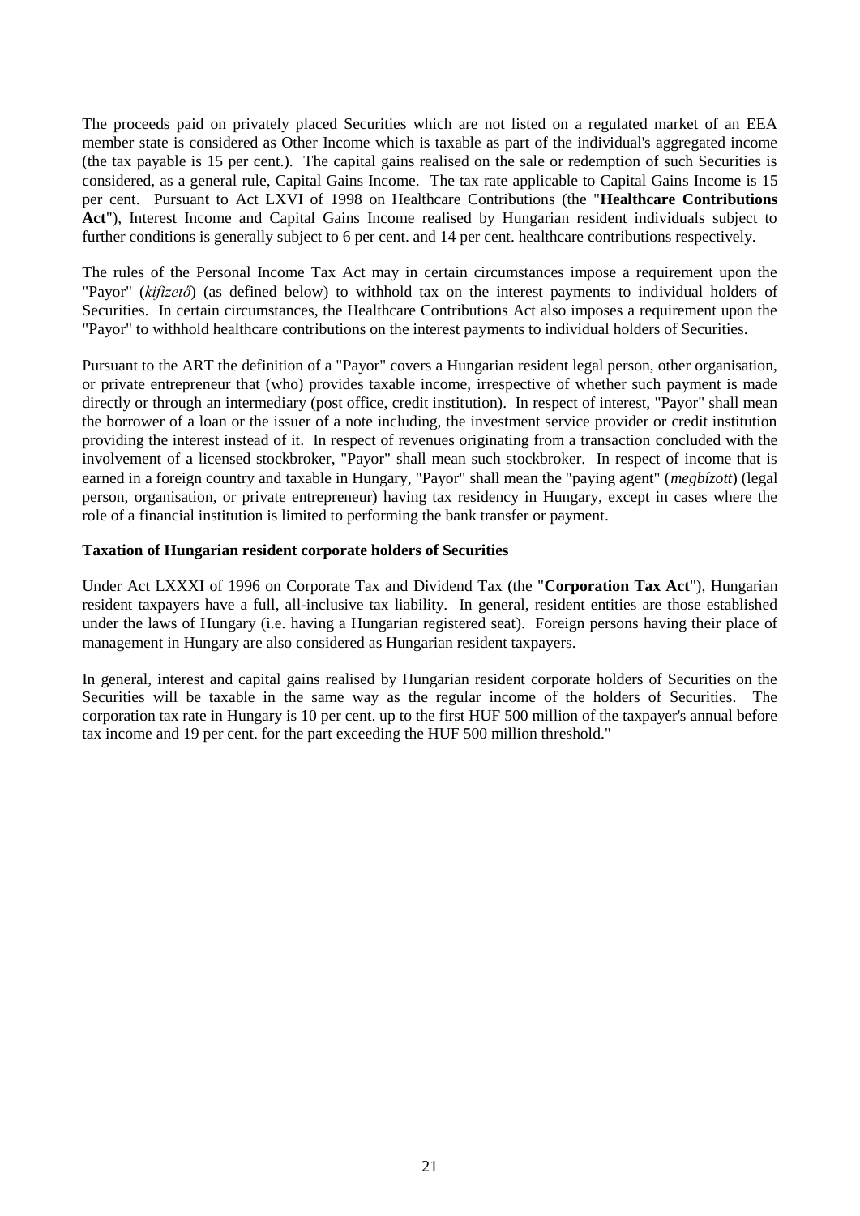The proceeds paid on privately placed Securities which are not listed on a regulated market of an EEA member state is considered as Other Income which is taxable as part of the individual's aggregated income (the tax payable is 15 per cent.). The capital gains realised on the sale or redemption of such Securities is considered, as a general rule, Capital Gains Income. The tax rate applicable to Capital Gains Income is 15 per cent. Pursuant to Act LXVI of 1998 on Healthcare Contributions (the "**Healthcare Contributions Act**"), Interest Income and Capital Gains Income realised by Hungarian resident individuals subject to further conditions is generally subject to 6 per cent. and 14 per cent. healthcare contributions respectively.

The rules of the Personal Income Tax Act may in certain circumstances impose a requirement upon the "Payor" (*kifizető*) (as defined below) to withhold tax on the interest payments to individual holders of Securities. In certain circumstances, the Healthcare Contributions Act also imposes a requirement upon the "Payor" to withhold healthcare contributions on the interest payments to individual holders of Securities.

Pursuant to the ART the definition of a "Payor" covers a Hungarian resident legal person, other organisation, or private entrepreneur that (who) provides taxable income, irrespective of whether such payment is made directly or through an intermediary (post office, credit institution). In respect of interest, "Payor" shall mean the borrower of a loan or the issuer of a note including, the investment service provider or credit institution providing the interest instead of it. In respect of revenues originating from a transaction concluded with the involvement of a licensed stockbroker, "Payor" shall mean such stockbroker. In respect of income that is earned in a foreign country and taxable in Hungary, "Payor" shall mean the "paying agent" (*megbízott*) (legal person, organisation, or private entrepreneur) having tax residency in Hungary, except in cases where the role of a financial institution is limited to performing the bank transfer or payment.

**Taxation of Hungarian resident corporate holders of Securities**

Under Act LXXXI of 1996 on Corporate Tax and Dividend Tax (the "**Corporation Tax Act**"), Hungarian resident taxpayers have a full, all-inclusive tax liability. In general, resident entities are those established under the laws of Hungary (i.e. having a Hungarian registered seat). Foreign persons having their place of management in Hungary are also considered as Hungarian resident taxpayers.

In general, interest and capital gains realised by Hungarian resident corporate holders of Securities on the Securities will be taxable in the same way as the regular income of the holders of Securities. The corporation tax rate in Hungary is 10 per cent. up to the first HUF 500 million of the taxpayer's annual before tax income and 19 per cent. for the part exceeding the HUF 500 million threshold."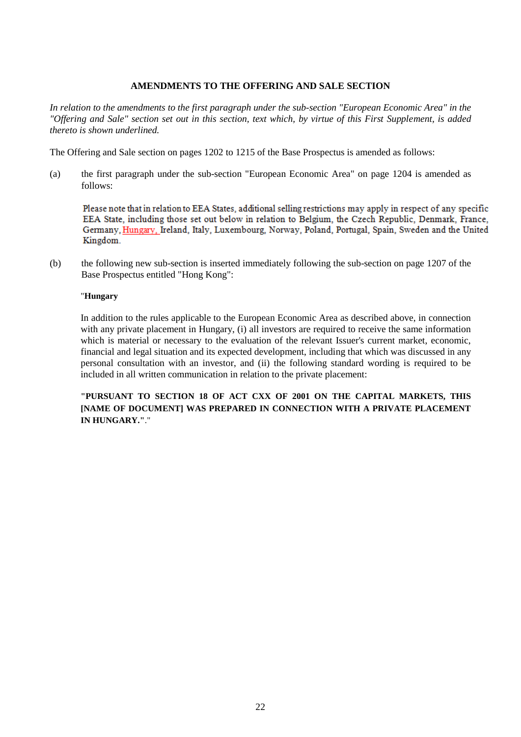**AMENDMENTS TO THE OFFERING AND SALE SECTION**

*In relation to the amendments to the first paragraph under the sub-section "European Economic Area" in the "Offering and Sale" section set out in this section, text which, by virtue of this First Supplement, is added thereto is shown underlined.*

The Offering and Sale section on pages 1202 to 1215 of the Base Prospectus is amended as follows:

(a) the first paragraph under the sub-section "European Economic Area" on page 1204 is amended as follows:

> Please note that in relation to EEA States, additional selling restrictions may apply in respect of any specific EEA State, including those set out below in relation to Belgium, the Czech Republic, Denmark, France, Germany, <u>Hungary,</u> Ireland, Italy, Luxembourg, Norway, Poland, Portugal, Spain, Sweden and the United Kingdom.

(b) the following new sub-section is inserted immediately following the sub-section on page 1207 of the Base Prospectus entitled "Hong Kong":

"**Hungary**

In addition to the rules applicable to the European Economic Area as described above, in connection with any private placement in Hungary, (i) all investors are required to receive the same information which is material or necessary to the evaluation of the relevant Issuer's current market, economic, financial and legal situation and its expected development, including that which was discussed in any personal consultation with an investor, and (ii) the following standard wording is required to be included in all written communication in relation to the private placement:

**"PURSUANT TO SECTION 18 OF ACT CXX OF 2001 ON THE CAPITAL MARKETS, THIS [NAME OF DOCUMENT] WAS PREPARED IN CONNECTION WITH A PRIVATE PLACEMENT IN HUNGARY."**."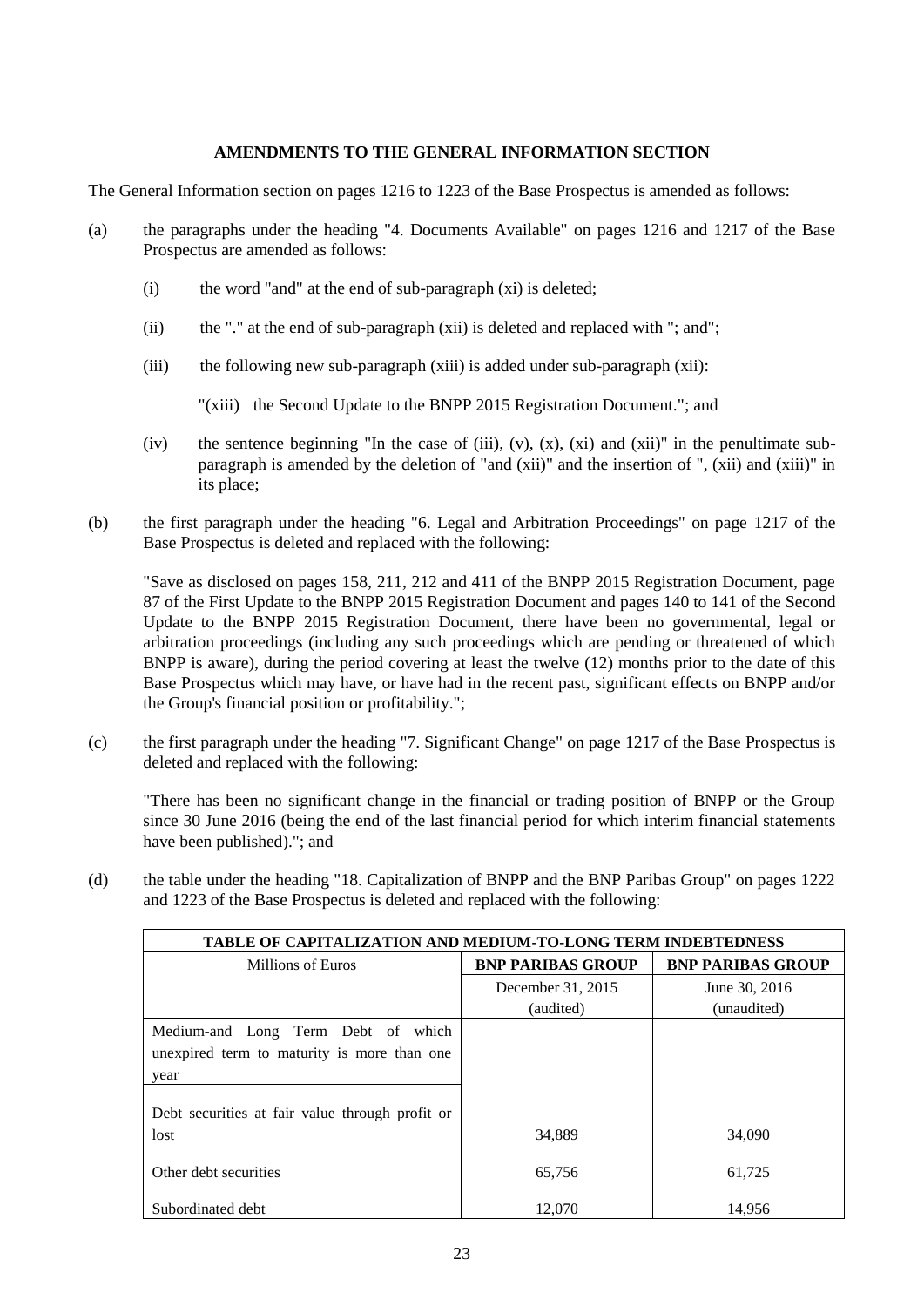## AMENDMENTS TO THE GENERAL INFORMATION SECTION

The General Information section on pages 1216 to 1223 of the Base Prospectus is amended as follows:

(a) the paragraphs under the heading "4. Documents Available" on pages 1216 and 1217 of the Base Prospectus are amended as follows:

   (i) the word "and" at the end of sub-paragraph (xi) is deleted;

   (ii) the "." at the end of sub-paragraph (xii) is deleted and replaced with "; and";

   (iii) the following new sub-paragraph (xiii) is added under sub-paragraph (xii):

   "(xiii) the Second Update to the BNPP 2015 Registration Document."; and

   (iv) the sentence beginning "In the case of (iii), (v), (x), (xi) and (xii)" in the penultimate sub-paragraph is amended by the deletion of "and (xii)" and the insertion of ", (xii) and (xiii)" in its place;

(b) the first paragraph under the heading "6. Legal and Arbitration Proceedings" on page 1217 of the Base Prospectus is deleted and replaced with the following:

   "Save as disclosed on pages 158, 211, 212 and 411 of the BNPP 2015 Registration Document, page 87 of the First Update to the BNPP 2015 Registration Document and pages 140 to 141 of the Second Update to the BNPP 2015 Registration Document, there have been no governmental, legal or arbitration proceedings (including any such proceedings which are pending or threatened of which BNPP is aware), during the period covering at least the twelve (12) months prior to the date of this Base Prospectus which may have, or have had in the recent past, significant effects on BNPP and/or the Group's financial position or profitability.";

(c) the first paragraph under the heading "7. Significant Change" on page 1217 of the Base Prospectus is deleted and replaced with the following:

   "There has been no significant change in the financial or trading position of BNPP or the Group since 30 June 2016 (being the end of the last financial period for which interim financial statements have been published)."; and

(d) the table under the heading "18. Capitalization of BNPP and the BNP Paribas Group" on pages 1222 and 1223 of the Base Prospectus is deleted and replaced with the following:

| TABLE OF CAPITALIZATION AND MEDIUM-TO-LONG TERM INDEBTEDNESS | | |
|---|---|---|
| Millions of Euros | **BNP PARIBAS GROUP** | **BNP PARIBAS GROUP** |
| | December 31, 2015 (audited) | June 30, 2016 (unaudited) |
| Medium-and Long Term Debt of which unexpired term to maturity is more than one year | | |
| Debt securities at fair value through profit or lost | 34,889 | 34,090 |
| Other debt securities | 65,756 | 61,725 |
| Subordinated debt | 12,070 | 14,956 |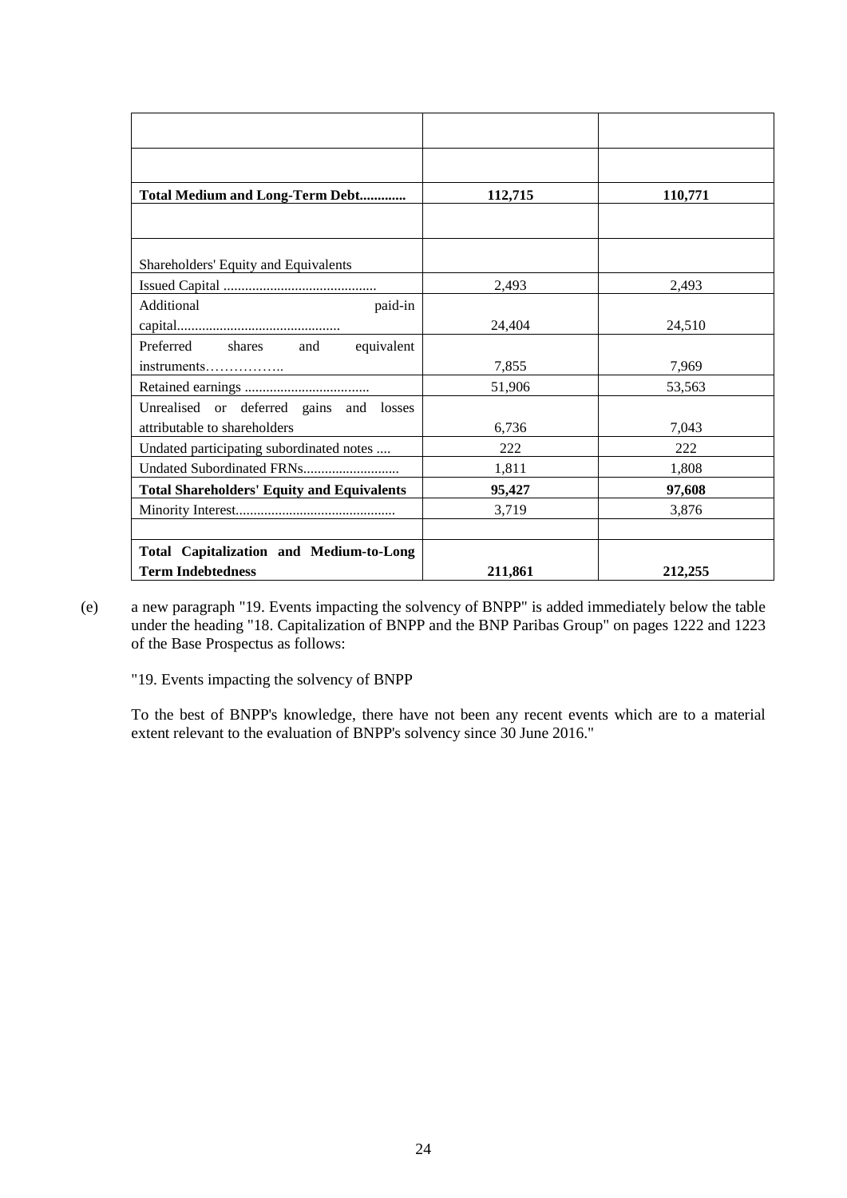| | | |
|---|---|---|
| | | |
| | | |
| **Total Medium and Long-Term Debt............** | **112,715** | **110,771** |
| | | |
| Shareholders' Equity and Equivalents | | |
| Issued Capital ........................................... | 2,493 | 2,493 |
| Additional paid-in capital.............................................. | 24,404 | 24,510 |
| Preferred shares and equivalent instruments…………….. | 7,855 | 7,969 |
| Retained earnings ................................... | 51,906 | 53,563 |
| Unrealised or deferred gains and losses attributable to shareholders | 6,736 | 7,043 |
| Undated participating subordinated notes .... | 222 | 222 |
| Undated Subordinated FRNs........................... | 1,811 | 1,808 |
| **Total Shareholders' Equity and Equivalents** | **95,427** | **97,608** |
| Minority Interest............................................. | 3,719 | 3,876 |
| | | |
| **Total Capitalization and Medium-to-Long Term Indebtedness** | **211,861** | **212,255** |

(e) a new paragraph "19. Events impacting the solvency of BNPP" is added immediately below the table under the heading "18. Capitalization of BNPP and the BNP Paribas Group" on pages 1222 and 1223 of the Base Prospectus as follows:

"19. Events impacting the solvency of BNPP

To the best of BNPP's knowledge, there have not been any recent events which are to a material extent relevant to the evaluation of BNPP's solvency since 30 June 2016."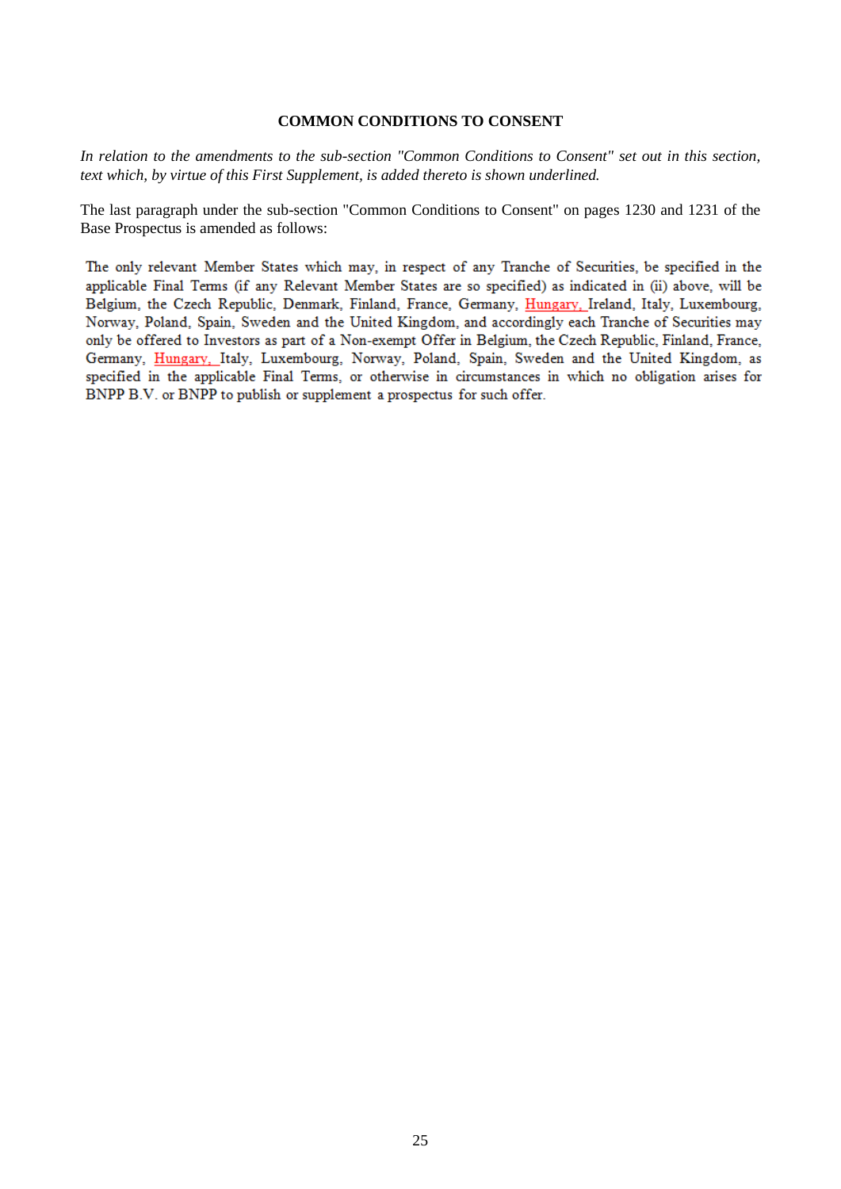## COMMON CONDITIONS TO CONSENT

*In relation to the amendments to the sub-section "Common Conditions to Consent" set out in this section, text which, by virtue of this First Supplement, is added thereto is shown underlined.*

The last paragraph under the sub-section "Common Conditions to Consent" on pages 1230 and 1231 of the Base Prospectus is amended as follows:

The only relevant Member States which may, in respect of any Tranche of Securities, be specified in the applicable Final Terms (if any Relevant Member States are so specified) as indicated in (ii) above, will be Belgium, the Czech Republic, Denmark, Finland, France, Germany, <u>Hungary,</u> Ireland, Italy, Luxembourg, Norway, Poland, Spain, Sweden and the United Kingdom, and accordingly each Tranche of Securities may only be offered to Investors as part of a Non-exempt Offer in Belgium, the Czech Republic, Finland, France, Germany, <u>Hungary,</u> Italy, Luxembourg, Norway, Poland, Spain, Sweden and the United Kingdom, as specified in the applicable Final Terms, or otherwise in circumstances in which no obligation arises for BNPP B.V. or BNPP to publish or supplement a prospectus for such offer.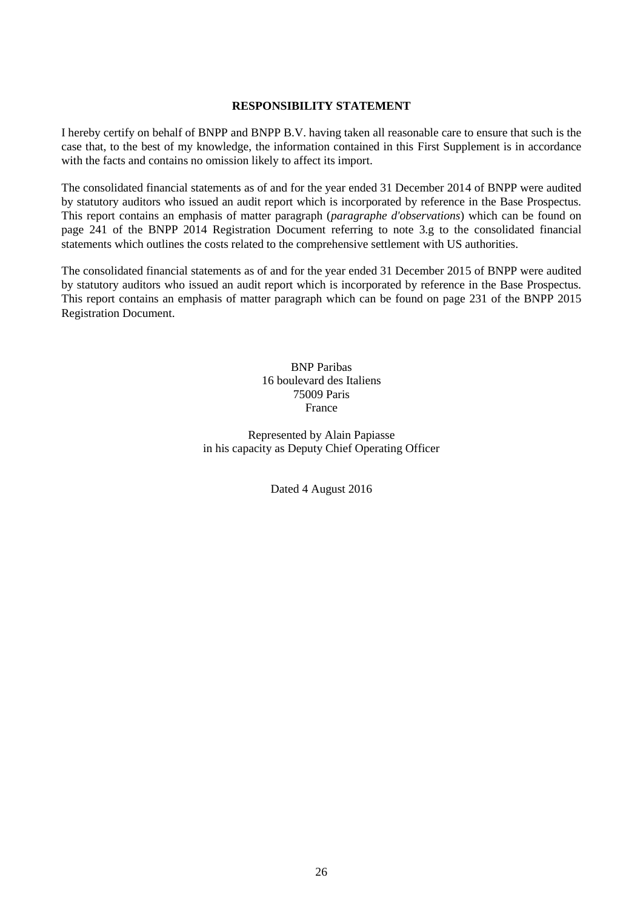## RESPONSIBILITY STATEMENT

I hereby certify on behalf of BNPP and BNPP B.V. having taken all reasonable care to ensure that such is the case that, to the best of my knowledge, the information contained in this First Supplement is in accordance with the facts and contains no omission likely to affect its import.

The consolidated financial statements as of and for the year ended 31 December 2014 of BNPP were audited by statutory auditors who issued an audit report which is incorporated by reference in the Base Prospectus. This report contains an emphasis of matter paragraph (*paragraphe d'observations*) which can be found on page 241 of the BNPP 2014 Registration Document referring to note 3.g to the consolidated financial statements which outlines the costs related to the comprehensive settlement with US authorities.

The consolidated financial statements as of and for the year ended 31 December 2015 of BNPP were audited by statutory auditors who issued an audit report which is incorporated by reference in the Base Prospectus. This report contains an emphasis of matter paragraph which can be found on page 231 of the BNPP 2015 Registration Document.

BNP Paribas
16 boulevard des Italiens
75009 Paris
France

Represented by Alain Papiasse
in his capacity as Deputy Chief Operating Officer

Dated 4 August 2016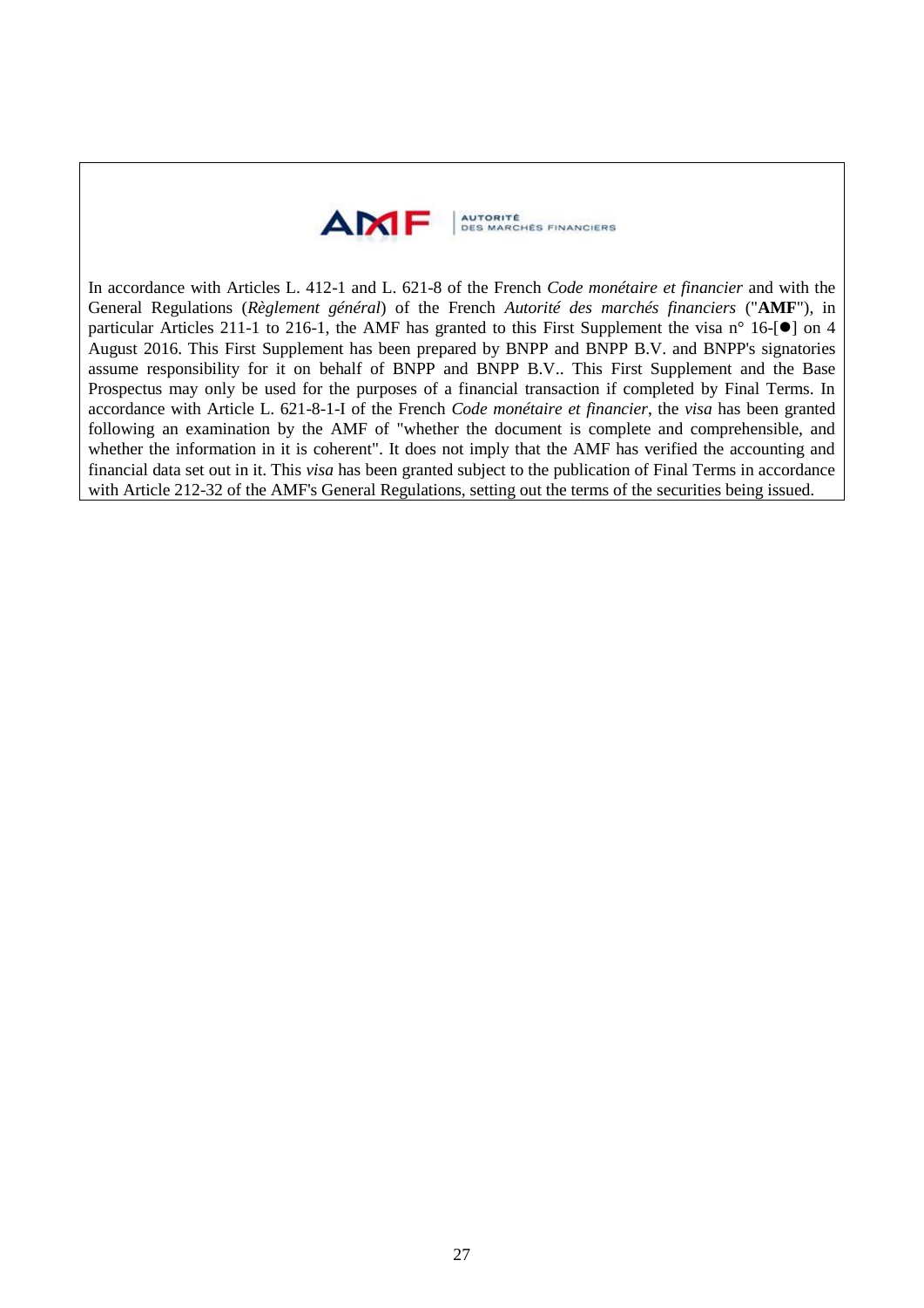AMF | AUTORITÉ DES MARCHÉS FINANCIERS

In accordance with Articles L. 412-1 and L. 621-8 of the French *Code monétaire et financier* and with the General Regulations (*Règlement général*) of the French *Autorité des marchés financiers* ("**AMF**"), in particular Articles 211-1 to 216-1, the AMF has granted to this First Supplement the visa n° 16-[●] on 4 August 2016. This First Supplement has been prepared by BNPP and BNPP B.V. and BNPP's signatories assume responsibility for it on behalf of BNPP and BNPP B.V.. This First Supplement and the Base Prospectus may only be used for the purposes of a financial transaction if completed by Final Terms. In accordance with Article L. 621-8-1-I of the French *Code monétaire et financier*, the *visa* has been granted following an examination by the AMF of "whether the document is complete and comprehensible, and whether the information in it is coherent". It does not imply that the AMF has verified the accounting and financial data set out in it. This *visa* has been granted subject to the publication of Final Terms in accordance with Article 212-32 of the AMF's General Regulations, setting out the terms of the securities being issued.